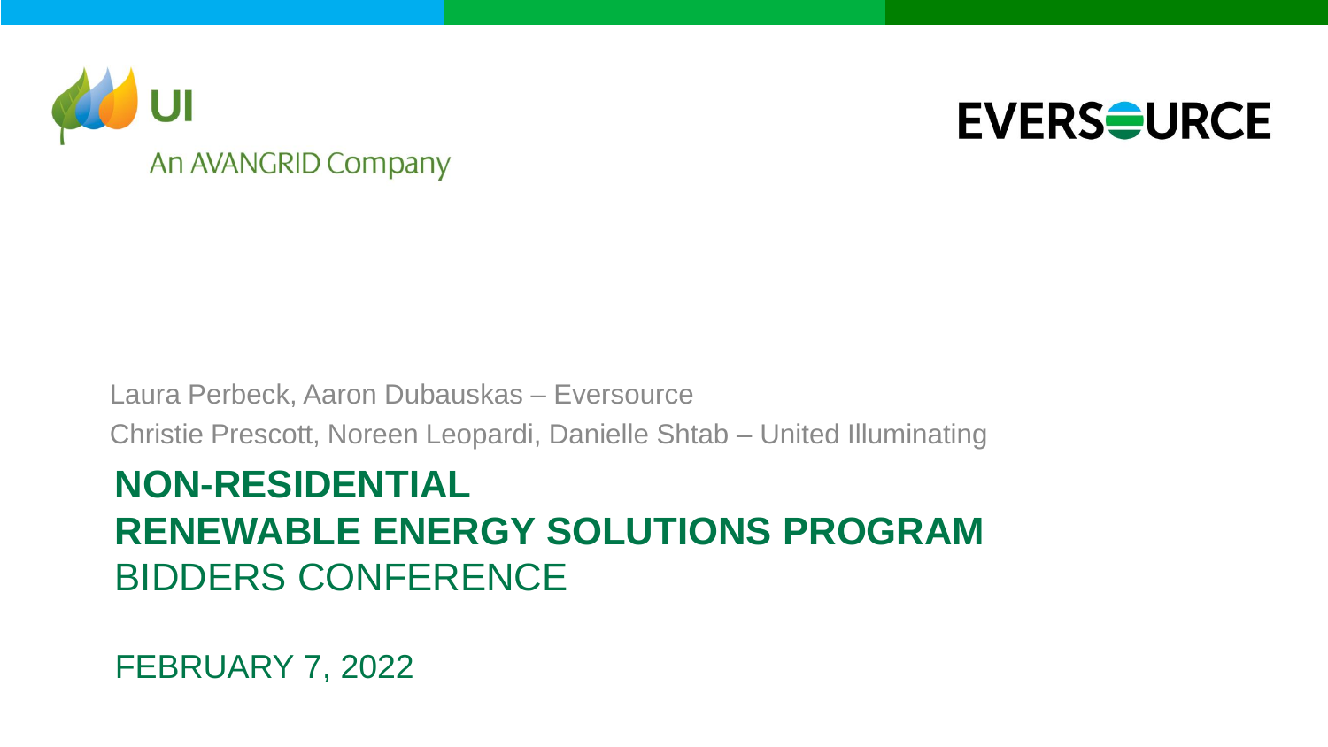UI

An AVANGRID Company

EVERSOURCE

Laura Perbeck, Aaron Dubauskas – Eversource

Christie Prescott, Noreen Leopardi, Danielle Shtab – United Illuminating

# NON-RESIDENTIAL RENEWABLE ENERGY SOLUTIONS PROGRAM

## BIDDERS CONFERENCE

FEBRUARY 7, 2022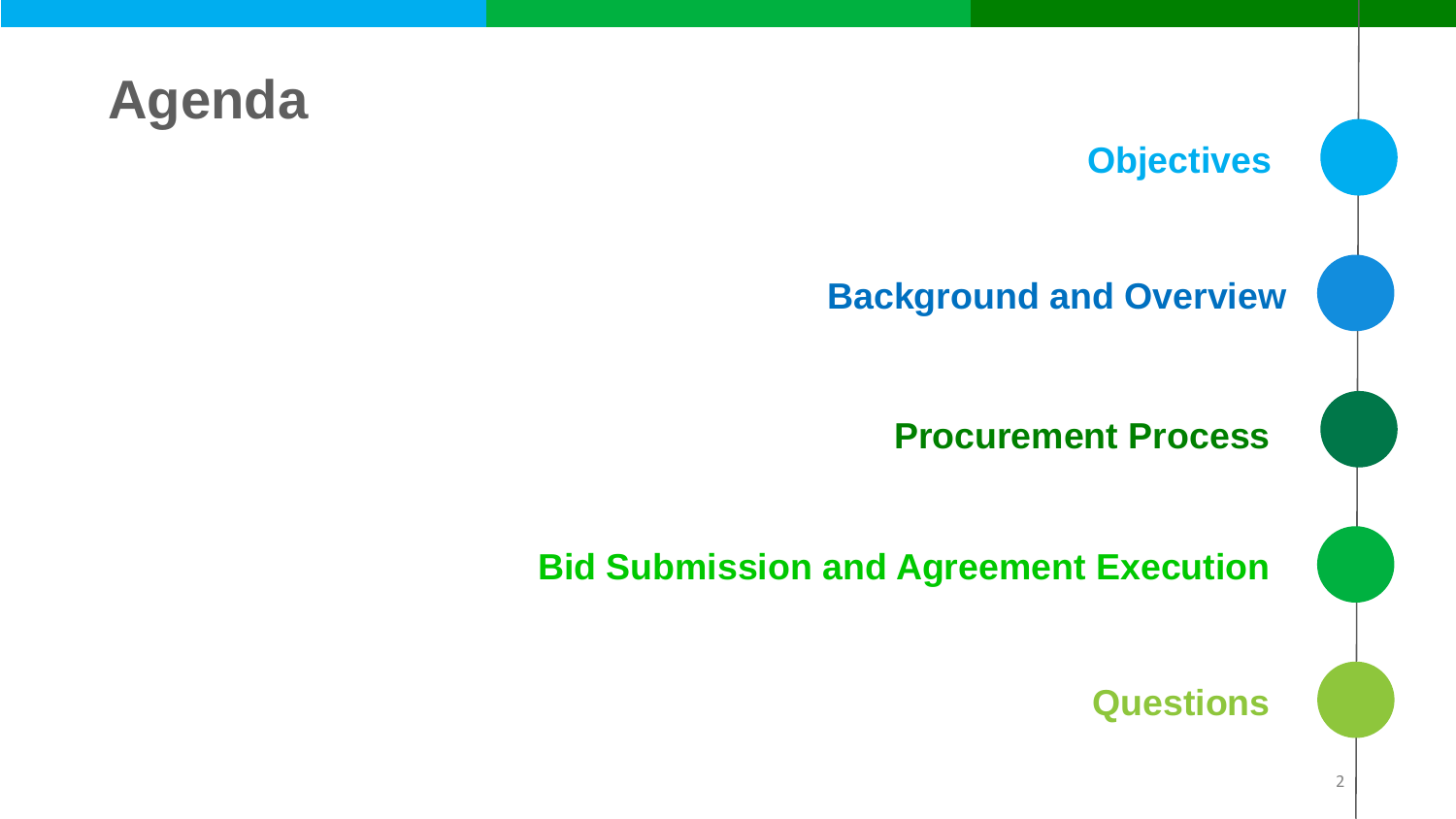# Agenda

- Objectives
- Background and Overview
- Procurement Process
- Bid Submission and Agreement Execution
- Questions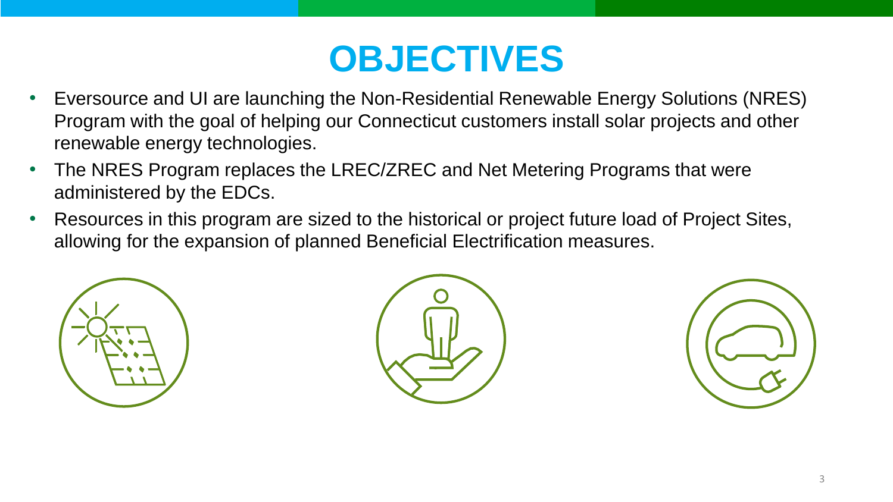# OBJECTIVES

- Eversource and UI are launching the Non-Residential Renewable Energy Solutions (NRES) Program with the goal of helping our Connecticut customers install solar projects and other renewable energy technologies.
- The NRES Program replaces the LREC/ZREC and Net Metering Programs that were administered by the EDCs.
- Resources in this program are sized to the historical or project future load of Project Sites, allowing for the expansion of planned Beneficial Electrification measures.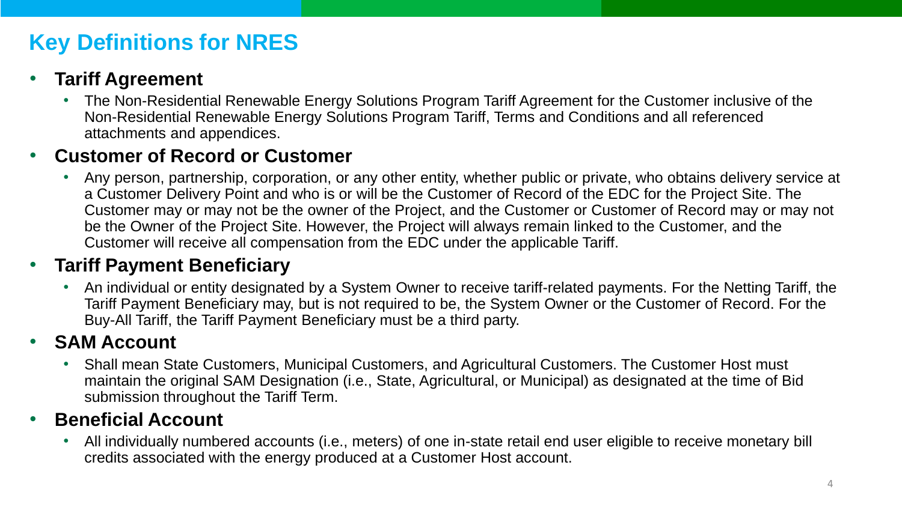# Key Definitions for NRES

- **Tariff Agreement**
  - The Non-Residential Renewable Energy Solutions Program Tariff Agreement for the Customer inclusive of the Non-Residential Renewable Energy Solutions Program Tariff, Terms and Conditions and all referenced attachments and appendices.
- **Customer of Record or Customer**
  - Any person, partnership, corporation, or any other entity, whether public or private, who obtains delivery service at a Customer Delivery Point and who is or will be the Customer of Record of the EDC for the Project Site. The Customer may or may not be the owner of the Project, and the Customer or Customer of Record may or may not be the Owner of the Project Site. However, the Project will always remain linked to the Customer, and the Customer will receive all compensation from the EDC under the applicable Tariff.
- **Tariff Payment Beneficiary**
  - An individual or entity designated by a System Owner to receive tariff-related payments. For the Netting Tariff, the Tariff Payment Beneficiary may, but is not required to be, the System Owner or the Customer of Record. For the Buy-All Tariff, the Tariff Payment Beneficiary must be a third party.
- **SAM Account**
  - Shall mean State Customers, Municipal Customers, and Agricultural Customers. The Customer Host must maintain the original SAM Designation (i.e., State, Agricultural, or Municipal) as designated at the time of Bid submission throughout the Tariff Term.
- **Beneficial Account**
  - All individually numbered accounts (i.e., meters) of one in-state retail end user eligible to receive monetary bill credits associated with the energy produced at a Customer Host account.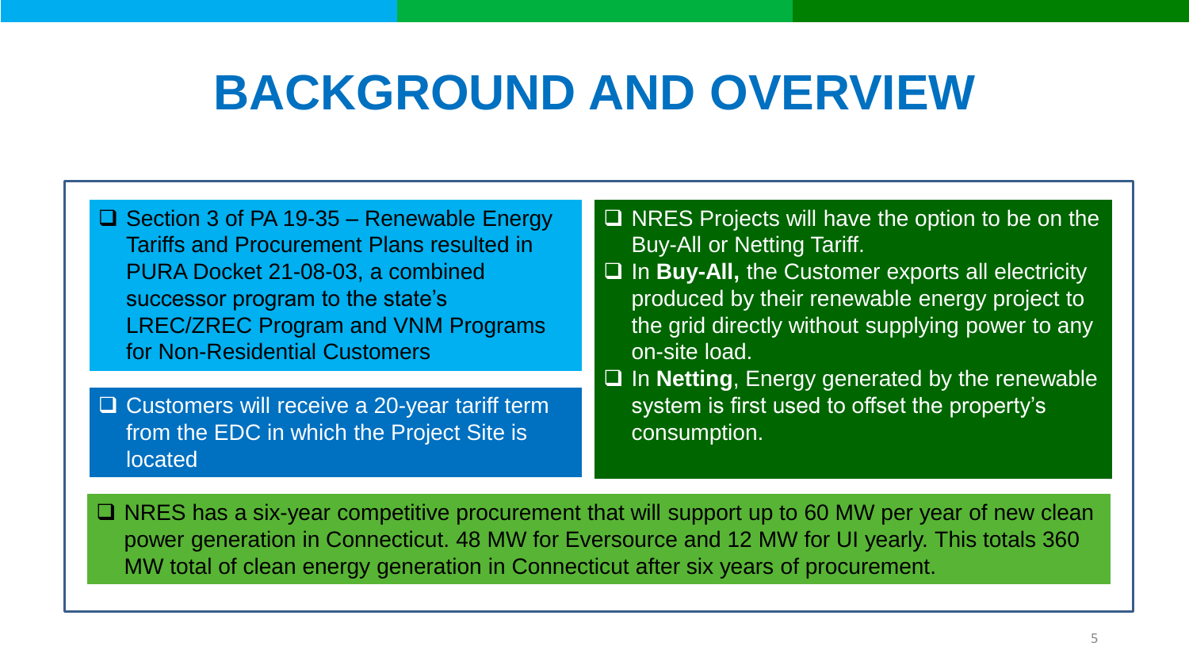# BACKGROUND AND OVERVIEW

- Section 3 of PA 19-35 – Renewable Energy Tariffs and Procurement Plans resulted in PURA Docket 21-08-03, a combined successor program to the state's LREC/ZREC Program and VNM Programs for Non-Residential Customers

- Customers will receive a 20-year tariff term from the EDC in which the Project Site is located

- NRES Projects will have the option to be on the Buy-All or Netting Tariff.
- In **Buy-All,** the Customer exports all electricity produced by their renewable energy project to the grid directly without supplying power to any on-site load.
- In **Netting**, Energy generated by the renewable system is first used to offset the property's consumption.

- NRES has a six-year competitive procurement that will support up to 60 MW per year of new clean power generation in Connecticut. 48 MW for Eversource and 12 MW for UI yearly. This totals 360 MW total of clean energy generation in Connecticut after six years of procurement.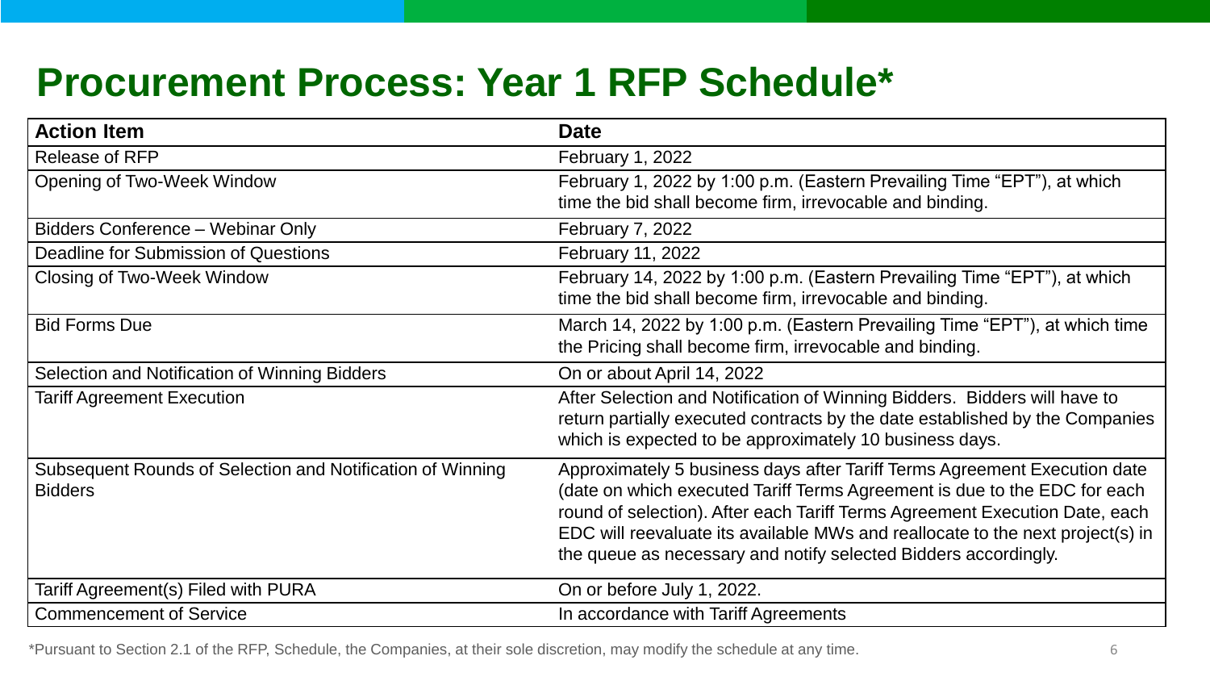# Procurement Process: Year 1 RFP Schedule*

| Action Item | Date |
|---|---|
| Release of RFP | February 1, 2022 |
| Opening of Two-Week Window | February 1, 2022 by 1:00 p.m. (Eastern Prevailing Time "EPT"), at which time the bid shall become firm, irrevocable and binding. |
| Bidders Conference – Webinar Only | February 7, 2022 |
| Deadline for Submission of Questions | February 11, 2022 |
| Closing of Two-Week Window | February 14, 2022 by 1:00 p.m. (Eastern Prevailing Time "EPT"), at which time the bid shall become firm, irrevocable and binding. |
| Bid Forms Due | March 14, 2022 by 1:00 p.m. (Eastern Prevailing Time "EPT"), at which time the Pricing shall become firm, irrevocable and binding. |
| Selection and Notification of Winning Bidders | On or about April 14, 2022 |
| Tariff Agreement Execution | After Selection and Notification of Winning Bidders. Bidders will have to return partially executed contracts by the date established by the Companies which is expected to be approximately 10 business days. |
| Subsequent Rounds of Selection and Notification of Winning Bidders | Approximately 5 business days after Tariff Terms Agreement Execution date (date on which executed Tariff Terms Agreement is due to the EDC for each round of selection). After each Tariff Terms Agreement Execution Date, each EDC will reevaluate its available MWs and reallocate to the next project(s) in the queue as necessary and notify selected Bidders accordingly. |
| Tariff Agreement(s) Filed with PURA | On or before July 1, 2022. |
| Commencement of Service | In accordance with Tariff Agreements |

*Pursuant to Section 2.1 of the RFP, Schedule, the Companies, at their sole discretion, may modify the schedule at any time.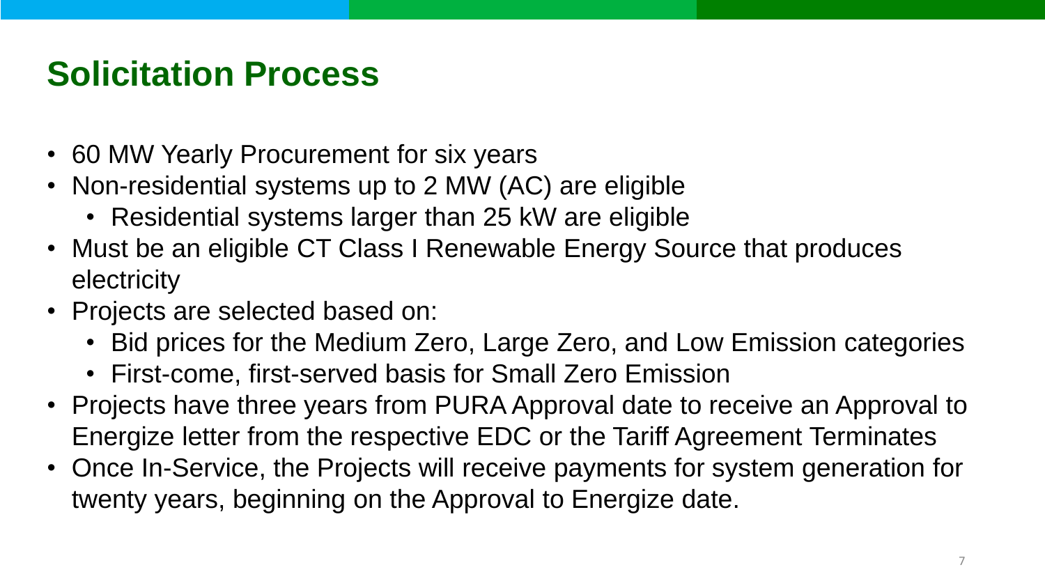# Solicitation Process

- 60 MW Yearly Procurement for six years
- Non-residential systems up to 2 MW (AC) are eligible
  - Residential systems larger than 25 kW are eligible
- Must be an eligible CT Class I Renewable Energy Source that produces electricity
- Projects are selected based on:
  - Bid prices for the Medium Zero, Large Zero, and Low Emission categories
  - First-come, first-served basis for Small Zero Emission
- Projects have three years from PURA Approval date to receive an Approval to Energize letter from the respective EDC or the Tariff Agreement Terminates
- Once In-Service, the Projects will receive payments for system generation for twenty years, beginning on the Approval to Energize date.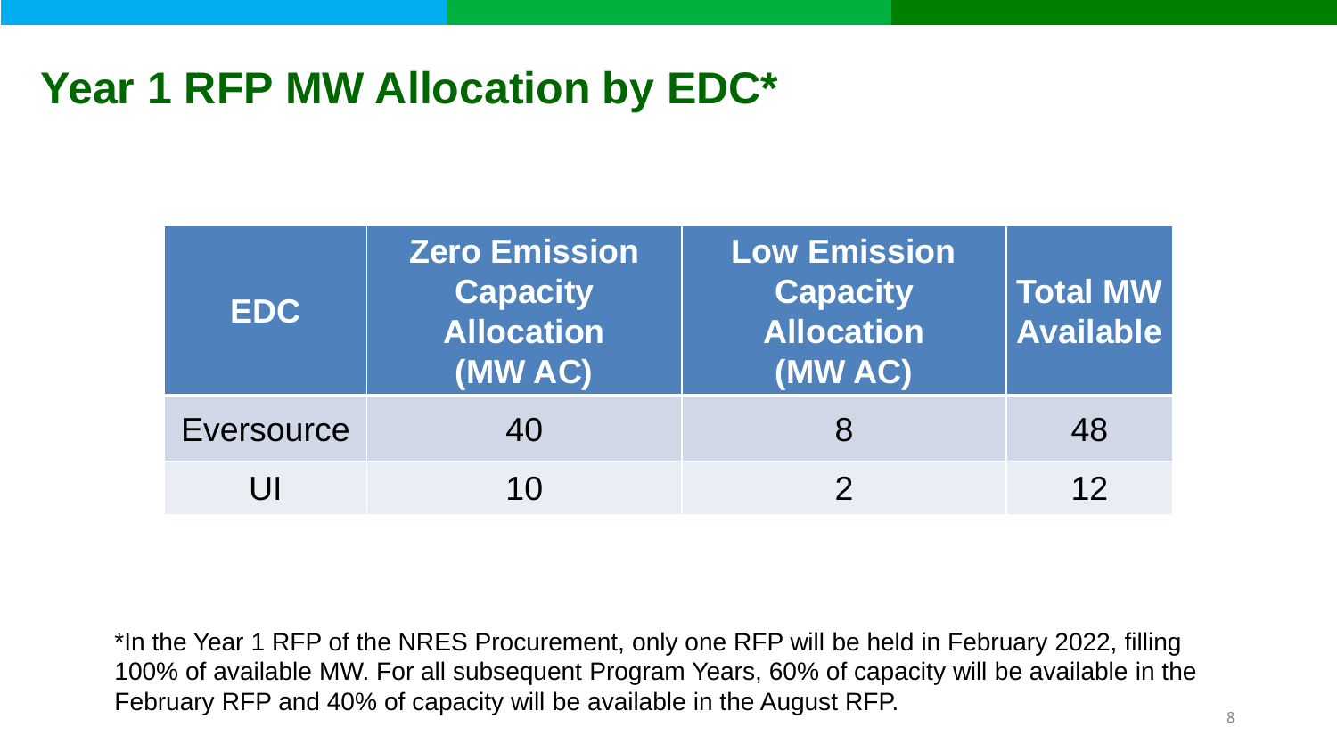# Year 1 RFP MW Allocation by EDC*

| EDC | Zero Emission Capacity Allocation (MW AC) | Low Emission Capacity Allocation (MW AC) | Total MW Available |
|---|---|---|---|
| Eversource | 40 | 8 | 48 |
| UI | 10 | 2 | 12 |

*In the Year 1 RFP of the NRES Procurement, only one RFP will be held in February 2022, filling 100% of available MW. For all subsequent Program Years, 60% of capacity will be available in the February RFP and 40% of capacity will be available in the August RFP.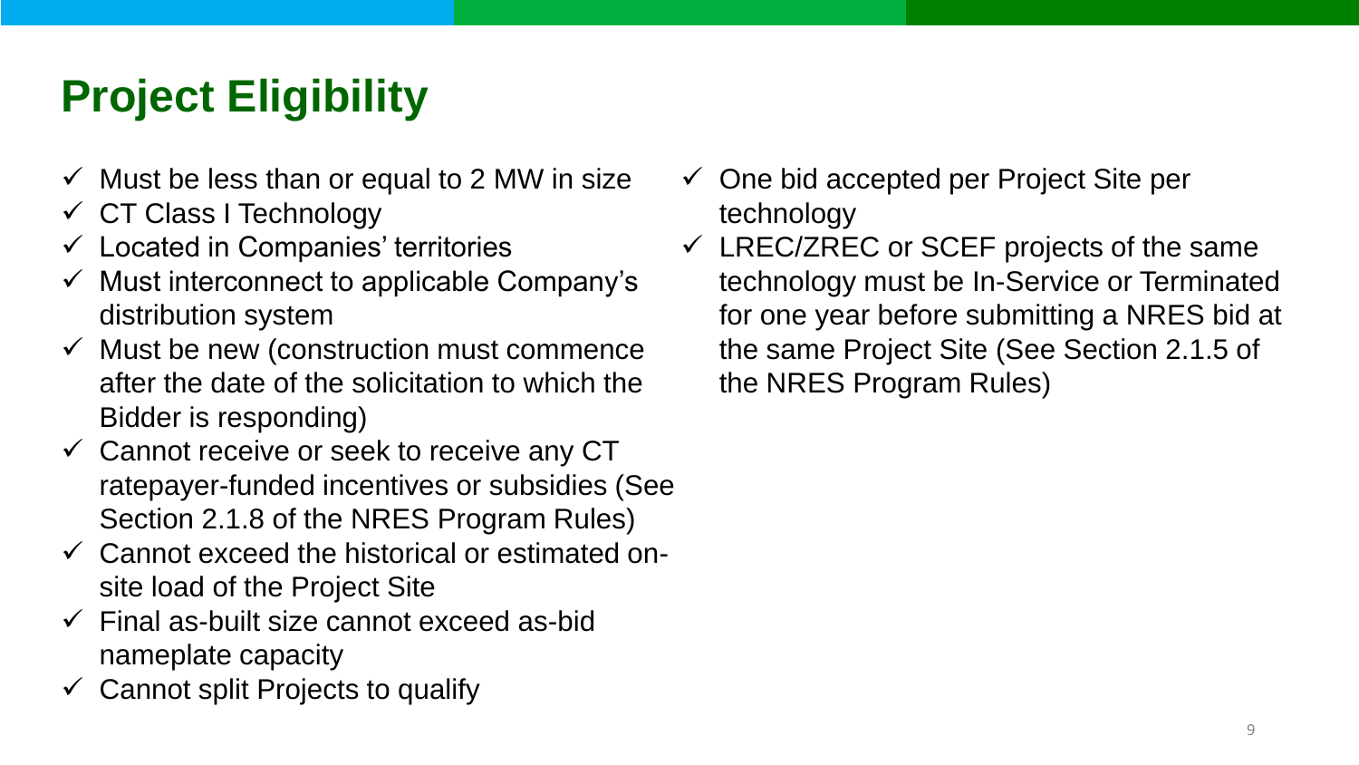# Project Eligibility

- ✓ Must be less than or equal to 2 MW in size
- ✓ CT Class I Technology
- ✓ Located in Companies' territories
- ✓ Must interconnect to applicable Company's distribution system
- ✓ Must be new (construction must commence after the date of the solicitation to which the Bidder is responding)
- ✓ Cannot receive or seek to receive any CT ratepayer-funded incentives or subsidies (See Section 2.1.8 of the NRES Program Rules)
- ✓ Cannot exceed the historical or estimated on-site load of the Project Site
- ✓ Final as-built size cannot exceed as-bid nameplate capacity
- ✓ Cannot split Projects to qualify
- ✓ One bid accepted per Project Site per technology
- ✓ LREC/ZREC or SCEF projects of the same technology must be In-Service or Terminated for one year before submitting a NRES bid at the same Project Site (See Section 2.1.5 of the NRES Program Rules)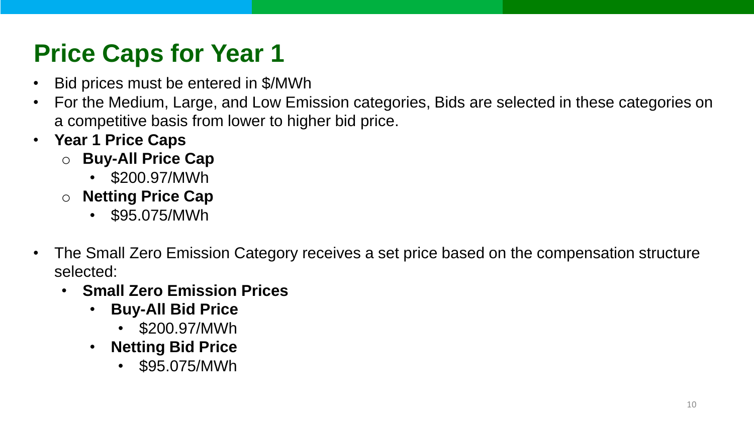# Price Caps for Year 1

- Bid prices must be entered in $/MWh
- For the Medium, Large, and Low Emission categories, Bids are selected in these categories on a competitive basis from lower to higher bid price.
- **Year 1 Price Caps**
  - **Buy-All Price Cap**
    - $200.97/MWh
  - **Netting Price Cap**
    - $95.075/MWh

- The Small Zero Emission Category receives a set price based on the compensation structure selected:
  - **Small Zero Emission Prices**
    - **Buy-All Bid Price**
      - $200.97/MWh
    - **Netting Bid Price**
      - $95.075/MWh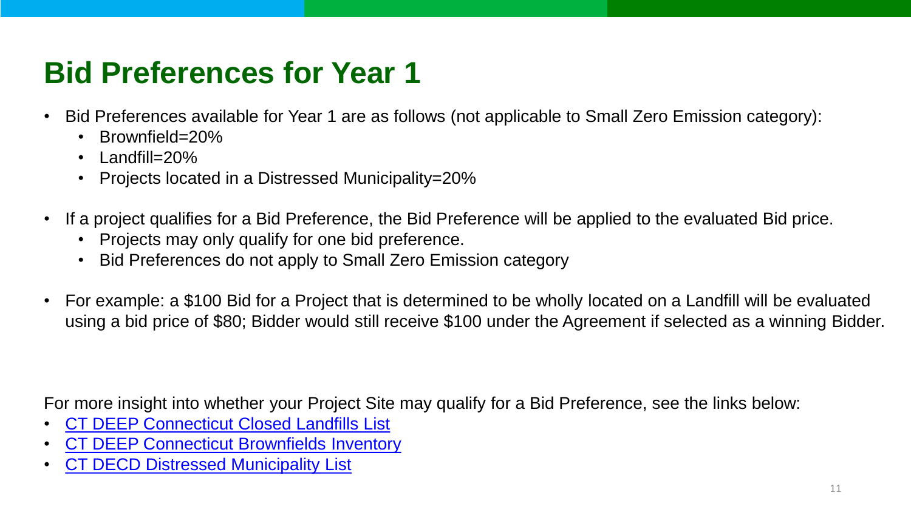# Bid Preferences for Year 1

- Bid Preferences available for Year 1 are as follows (not applicable to Small Zero Emission category):
  - Brownfield=20%
  - Landfill=20%
  - Projects located in a Distressed Municipality=20%
- If a project qualifies for a Bid Preference, the Bid Preference will be applied to the evaluated Bid price.
  - Projects may only qualify for one bid preference.
  - Bid Preferences do not apply to Small Zero Emission category
- For example: a $100 Bid for a Project that is determined to be wholly located on a Landfill will be evaluated using a bid price of $80; Bidder would still receive $100 under the Agreement if selected as a winning Bidder.

For more insight into whether your Project Site may qualify for a Bid Preference, see the links below:

- CT DEEP Connecticut Closed Landfills List
- CT DEEP Connecticut Brownfields Inventory
- CT DECD Distressed Municipality List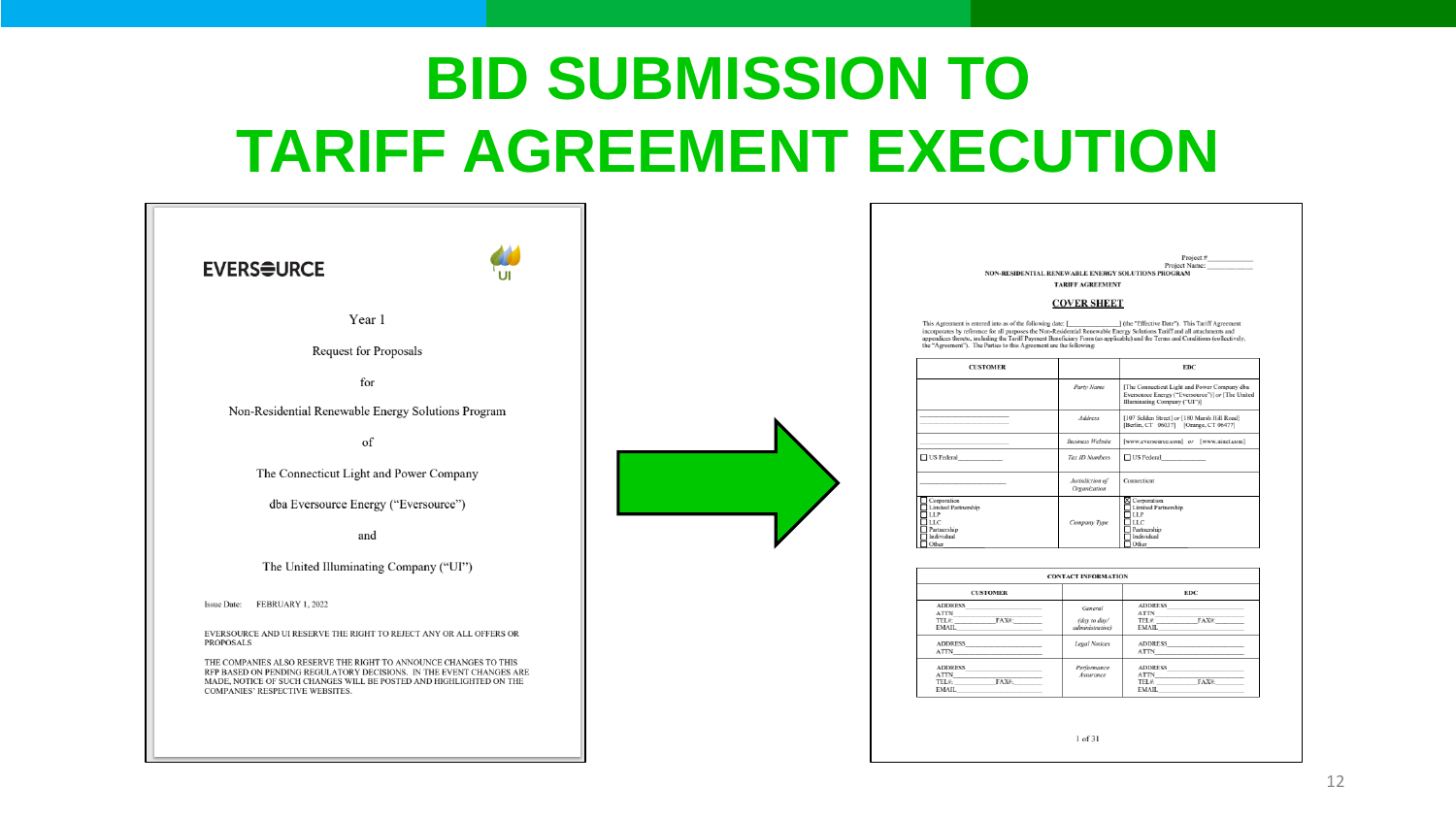# BID SUBMISSION TO TARIFF AGREEMENT EXECUTION

EVERSOURCE

UI

Year 1

Request for Proposals

for

Non-Residential Renewable Energy Solutions Program

of

The Connecticut Light and Power Company

dba Eversource Energy ("Eversource")

and

The United Illuminating Company ("UI")

Issue Date: FEBRUARY 1, 2022

EVERSOURCE AND UI RESERVE THE RIGHT TO REJECT ANY OR ALL OFFERS OR PROPOSALS

THE COMPANIES ALSO RESERVE THE RIGHT TO ANNOUNCE CHANGES TO THIS RFP BASED ON PENDING REGULATORY DECISIONS. IN THE EVENT CHANGES ARE MADE, NOTICE OF SUCH CHANGES WILL BE POSTED AND HIGHLIGHTED ON THE COMPANIES' RESPECTIVE WEBSITES.

---

Project #: ___________
Project Name: ___________

NON-RESIDENTIAL RENEWABLE ENERGY SOLUTIONS PROGRAM

TARIFF AGREEMENT

COVER SHEET

This Agreement is entered into as of the following date: [_____________] (the "Effective Date"). This Tariff Agreement incorporates by reference for all purposes the Non-Residential Renewable Energy Solutions Tariff and all attachments and appendices thereto, including the Tariff Payment Beneficiary Form (as applicable) and the Terms and Conditions (collectively, the "Agreement"). The Parties to this Agreement are the following:

| CUSTOMER | | EDC |
|---|---|---|
| | *Party Name* | [The Connecticut Light and Power Company dba Eversource Energy ("Eversource")] or [The United Illuminating Company ("UI")] |
| ___________ | *Address* | [107 Selden Street] or [180 Marsh Hill Road] [Berlin, CT 06037] [Orange, CT 06477] |
| ___________ | *Business Website* | [www.eversource.com] or [www.uinet.com] |
| ☐ US Federal___________ | *Tax ID Numbers* | ☐ US Federal___________ |
| ___________ | *Jurisdiction of Organization* | Connecticut |
| ☐ Corporation ☐ Limited Partnership ☐ LLP ☐ LLC ☐ Partnership ☐ Individual ☐ Other | *Company Type* | ☒ Corporation ☐ Limited Partnership ☐ LLP ☐ LLC ☐ Partnership ☐ Individual ☐ Other |

| CONTACT INFORMATION | | |
|---|---|---|
| CUSTOMER | | EDC |
| ADDRESS___ ATTN___ TEL#:___ FAX#:___ EMAIL___ | *General (day to day/ administrative)* | ADDRESS___ ATTN___ TEL#:___ FAX#:___ EMAIL___ |
| ADDRESS___ ATTN___ | *Legal Notices* | ADDRESS___ ATTN___ |
| ADDRESS___ ATTN___ TEL#:___ FAX#:___ EMAIL___ | *Performance Assurance* | ADDRESS___ ATTN___ TEL#:___ FAX#:___ EMAIL___ |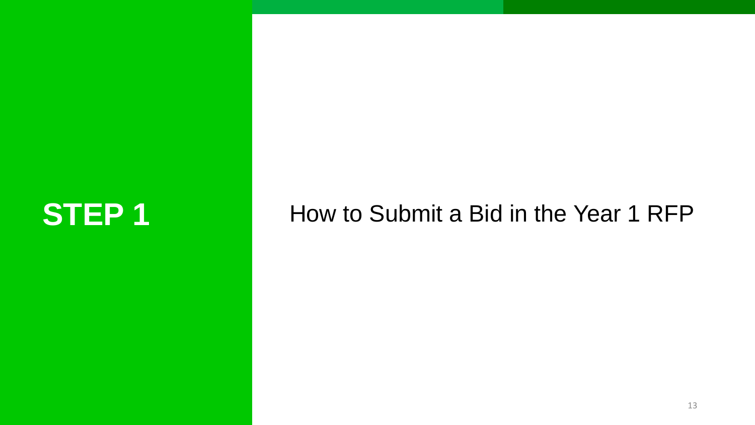# STEP 1

How to Submit a Bid in the Year 1 RFP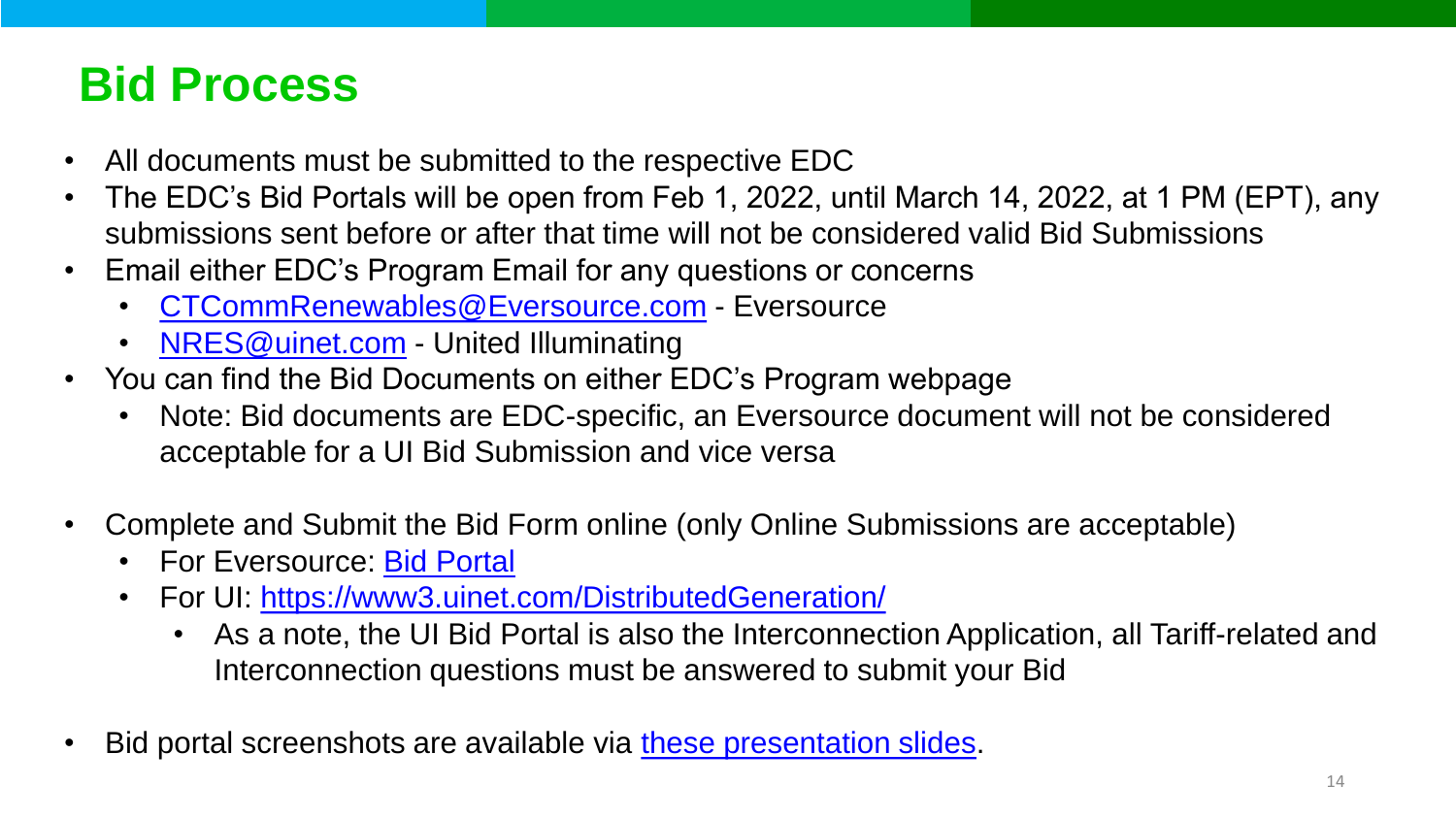# Bid Process

- All documents must be submitted to the respective EDC
- The EDC's Bid Portals will be open from Feb 1, 2022, until March 14, 2022, at 1 PM (EPT), any submissions sent before or after that time will not be considered valid Bid Submissions
- Email either EDC's Program Email for any questions or concerns
  - CTCommRenewables@Eversource.com - Eversource
  - NRES@uinet.com - United Illuminating
- You can find the Bid Documents on either EDC's Program webpage
  - Note: Bid documents are EDC-specific, an Eversource document will not be considered acceptable for a UI Bid Submission and vice versa

- Complete and Submit the Bid Form online (only Online Submissions are acceptable)
  - For Eversource: Bid Portal
  - For UI: https://www3.uinet.com/DistributedGeneration/
    - As a note, the UI Bid Portal is also the Interconnection Application, all Tariff-related and Interconnection questions must be answered to submit your Bid

- Bid portal screenshots are available via these presentation slides.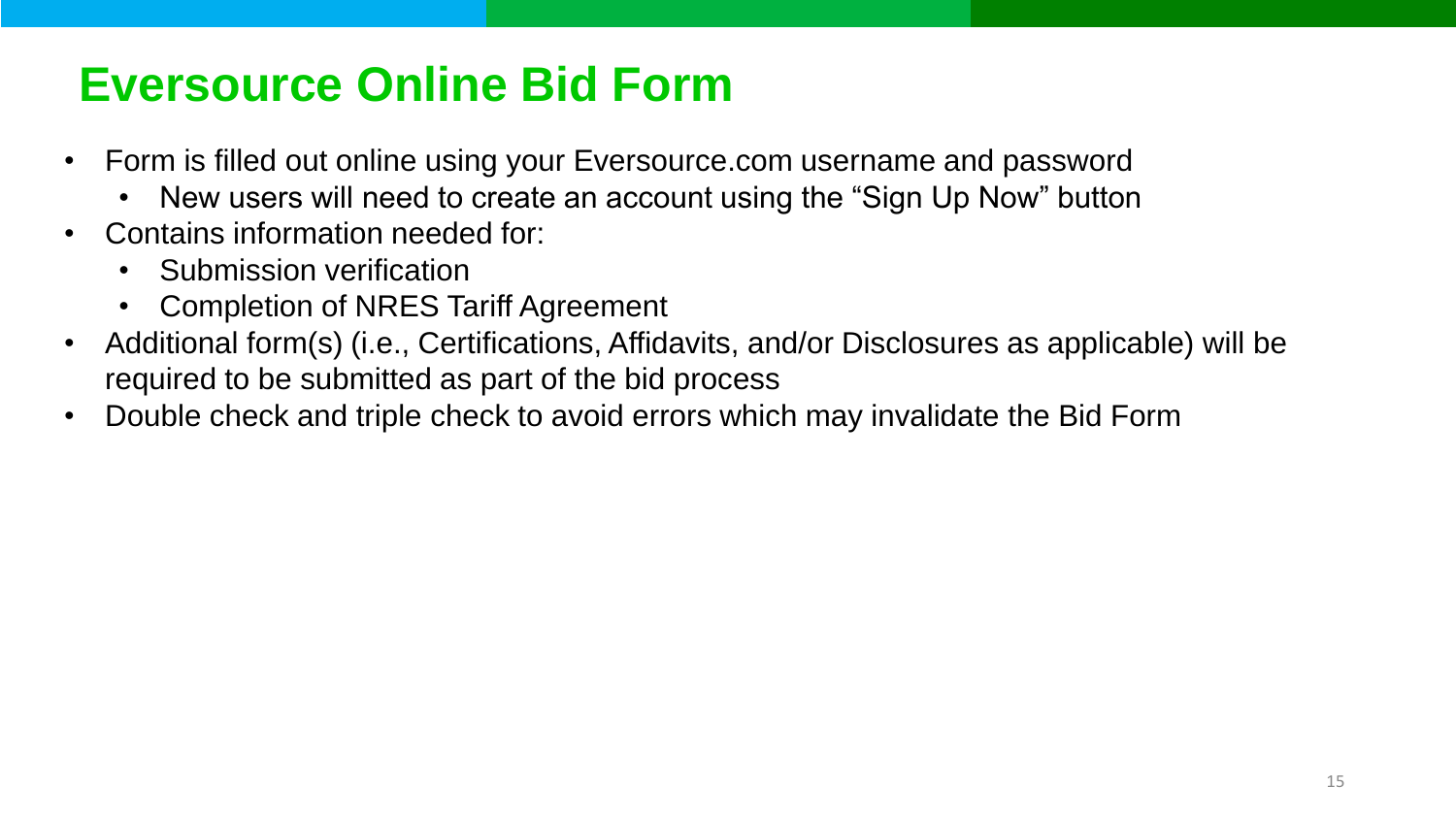# Eversource Online Bid Form

- Form is filled out online using your Eversource.com username and password
  - New users will need to create an account using the "Sign Up Now" button
- Contains information needed for:
  - Submission verification
  - Completion of NRES Tariff Agreement
- Additional form(s) (i.e., Certifications, Affidavits, and/or Disclosures as applicable) will be required to be submitted as part of the bid process
- Double check and triple check to avoid errors which may invalidate the Bid Form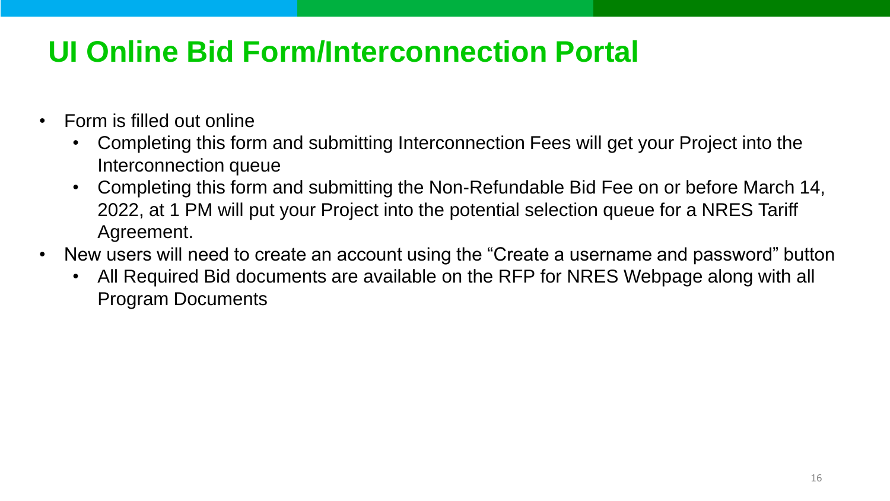# UI Online Bid Form/Interconnection Portal

- Form is filled out online
  - Completing this form and submitting Interconnection Fees will get your Project into the Interconnection queue
  - Completing this form and submitting the Non-Refundable Bid Fee on or before March 14, 2022, at 1 PM will put your Project into the potential selection queue for a NRES Tariff Agreement.
- New users will need to create an account using the "Create a username and password" button
  - All Required Bid documents are available on the RFP for NRES Webpage along with all Program Documents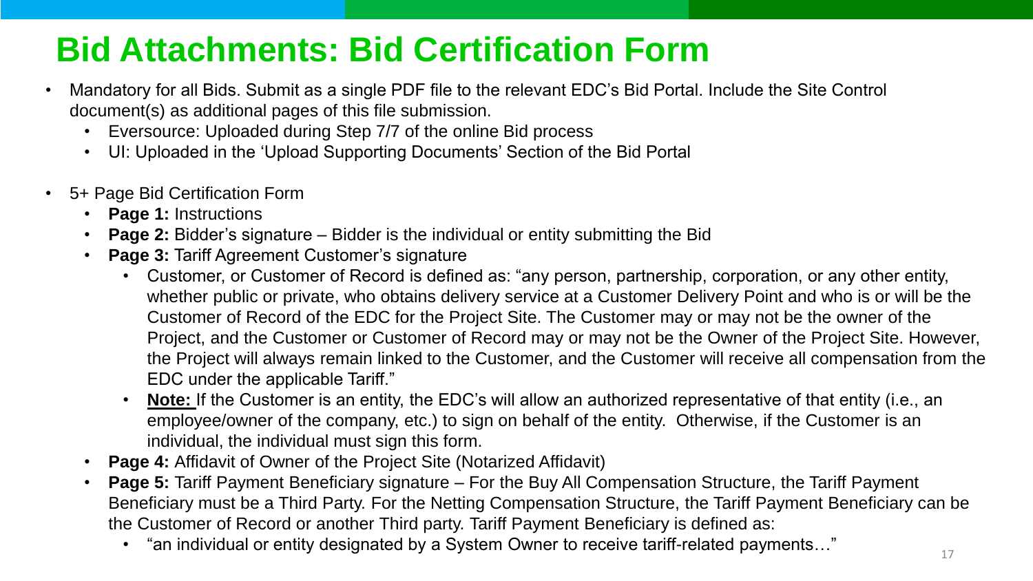# Bid Attachments: Bid Certification Form

- Mandatory for all Bids. Submit as a single PDF file to the relevant EDC's Bid Portal. Include the Site Control document(s) as additional pages of this file submission.
  - Eversource: Uploaded during Step 7/7 of the online Bid process
  - UI: Uploaded in the 'Upload Supporting Documents' Section of the Bid Portal
- 5+ Page Bid Certification Form
  - **Page 1:** Instructions
  - **Page 2:** Bidder's signature – Bidder is the individual or entity submitting the Bid
  - **Page 3:** Tariff Agreement Customer's signature
    - Customer, or Customer of Record is defined as: "any person, partnership, corporation, or any other entity, whether public or private, who obtains delivery service at a Customer Delivery Point and who is or will be the Customer of Record of the EDC for the Project Site. The Customer may or may not be the owner of the Project, and the Customer or Customer of Record may or may not be the Owner of the Project Site. However, the Project will always remain linked to the Customer, and the Customer will receive all compensation from the EDC under the applicable Tariff."
    - **<u>Note:</u>** If the Customer is an entity, the EDC's will allow an authorized representative of that entity (i.e., an employee/owner of the company, etc.) to sign on behalf of the entity. Otherwise, if the Customer is an individual, the individual must sign this form.
  - **Page 4:** Affidavit of Owner of the Project Site (Notarized Affidavit)
  - **Page 5:** Tariff Payment Beneficiary signature – For the Buy All Compensation Structure, the Tariff Payment Beneficiary must be a Third Party. For the Netting Compensation Structure, the Tariff Payment Beneficiary can be the Customer of Record or another Third party. Tariff Payment Beneficiary is defined as:
    - "an individual or entity designated by a System Owner to receive tariff-related payments…"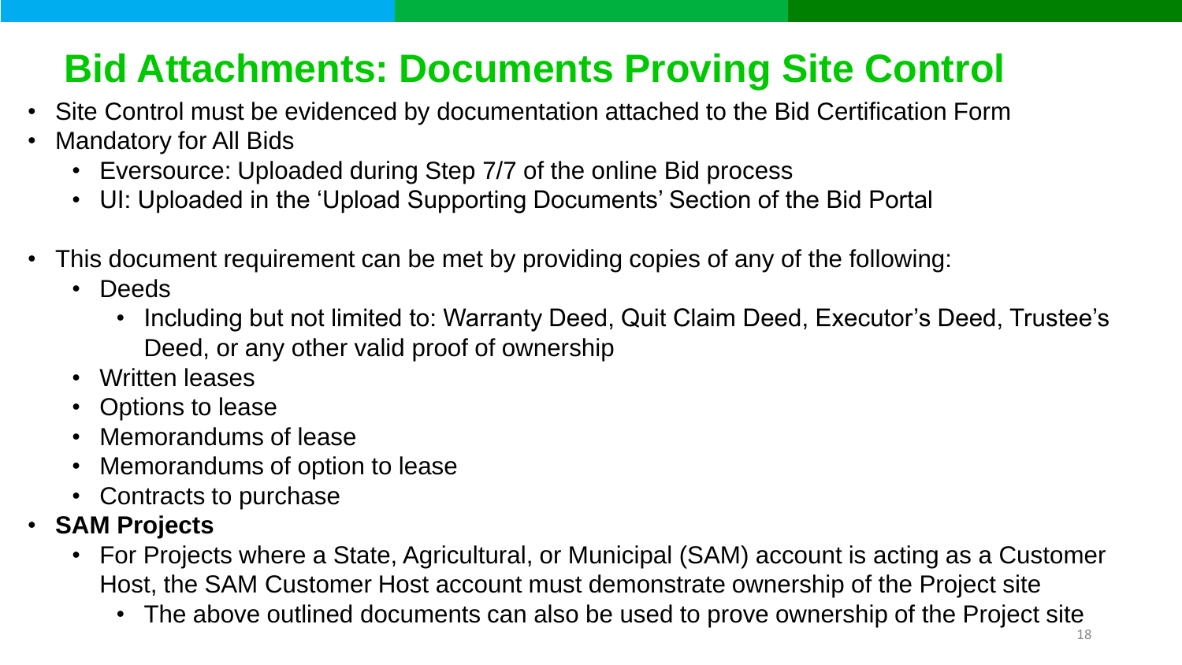# Bid Attachments: Documents Proving Site Control

- Site Control must be evidenced by documentation attached to the Bid Certification Form
- Mandatory for All Bids
  - Eversource: Uploaded during Step 7/7 of the online Bid process
  - UI: Uploaded in the 'Upload Supporting Documents' Section of the Bid Portal
- This document requirement can be met by providing copies of any of the following:
  - Deeds
    - Including but not limited to: Warranty Deed, Quit Claim Deed, Executor's Deed, Trustee's Deed, or any other valid proof of ownership
  - Written leases
  - Options to lease
  - Memorandums of lease
  - Memorandums of option to lease
  - Contracts to purchase
- **SAM Projects**
  - For Projects where a State, Agricultural, or Municipal (SAM) account is acting as a Customer Host, the SAM Customer Host account must demonstrate ownership of the Project site
    - The above outlined documents can also be used to prove ownership of the Project site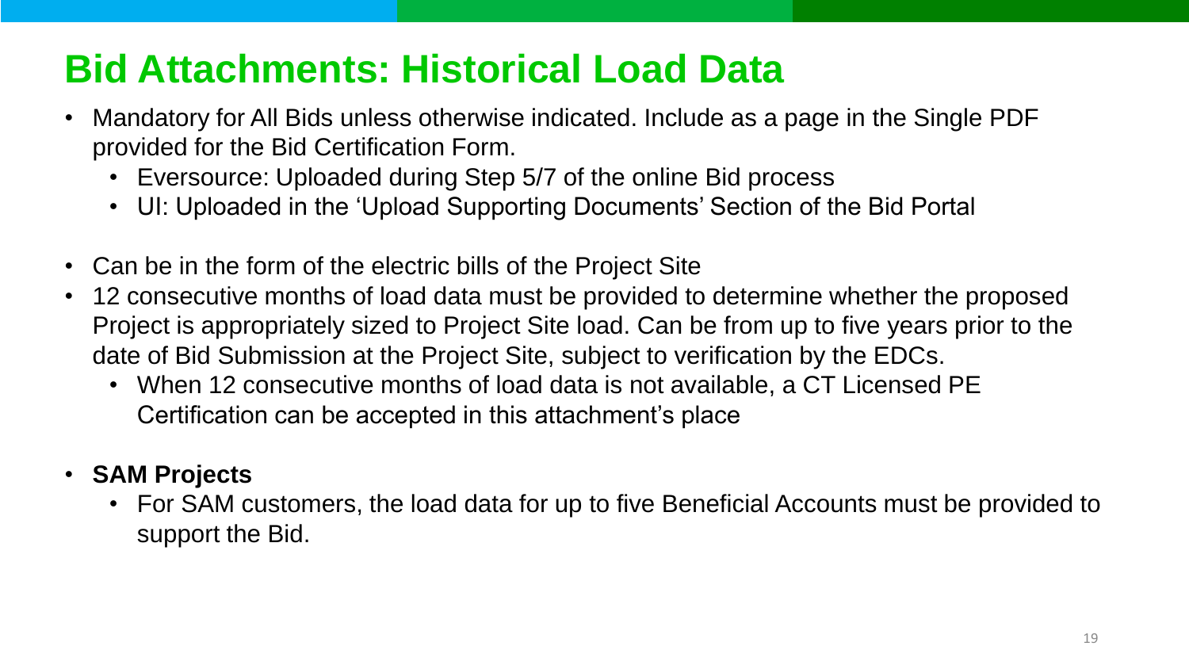# Bid Attachments: Historical Load Data

- Mandatory for All Bids unless otherwise indicated. Include as a page in the Single PDF provided for the Bid Certification Form.
  - Eversource: Uploaded during Step 5/7 of the online Bid process
  - UI: Uploaded in the 'Upload Supporting Documents' Section of the Bid Portal
- Can be in the form of the electric bills of the Project Site
- 12 consecutive months of load data must be provided to determine whether the proposed Project is appropriately sized to Project Site load. Can be from up to five years prior to the date of Bid Submission at the Project Site, subject to verification by the EDCs.
  - When 12 consecutive months of load data is not available, a CT Licensed PE Certification can be accepted in this attachment's place
- **SAM Projects**
  - For SAM customers, the load data for up to five Beneficial Accounts must be provided to support the Bid.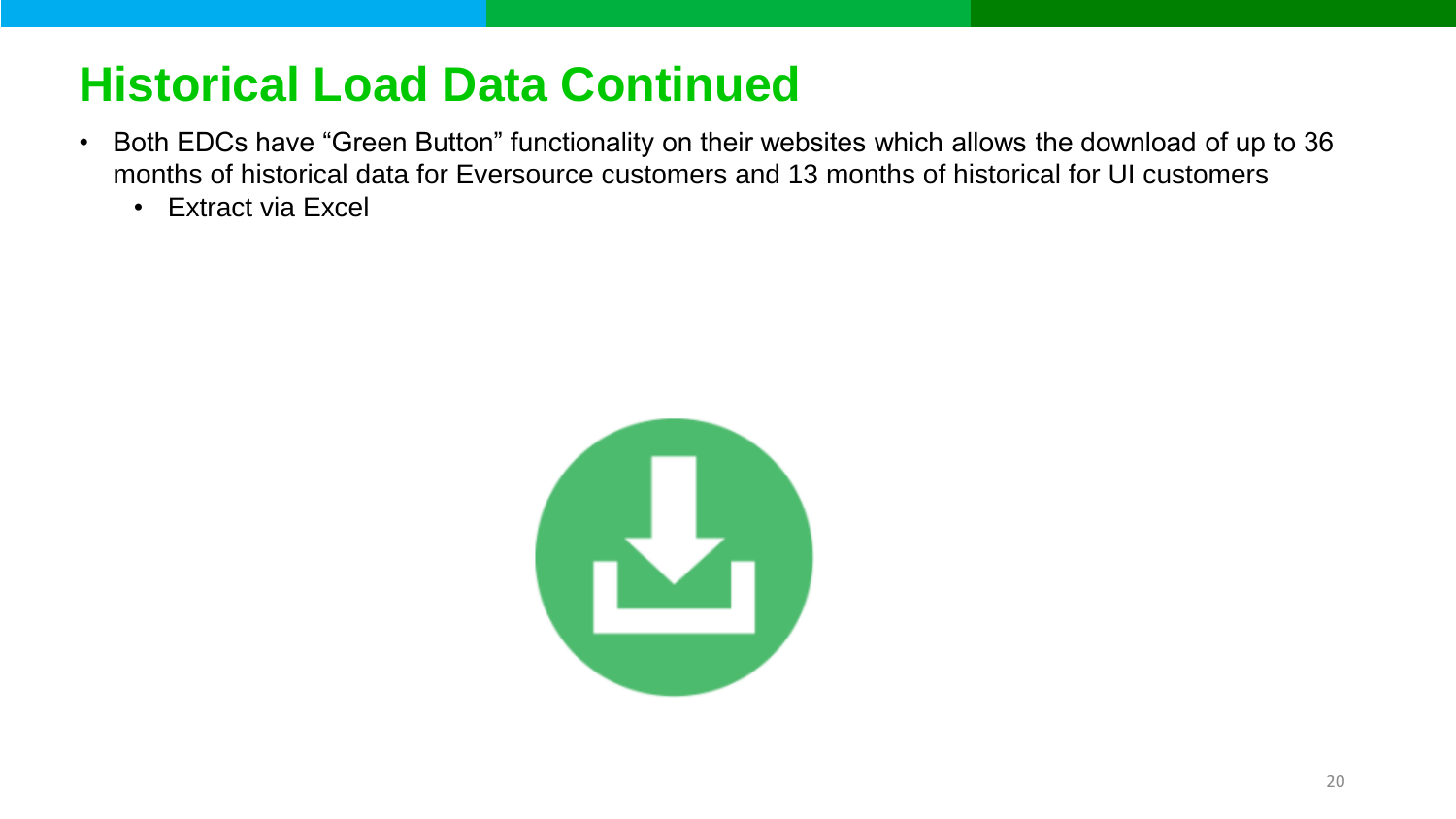# Historical Load Data Continued

- Both EDCs have "Green Button" functionality on their websites which allows the download of up to 36 months of historical data for Eversource customers and 13 months of historical for UI customers
  - Extract via Excel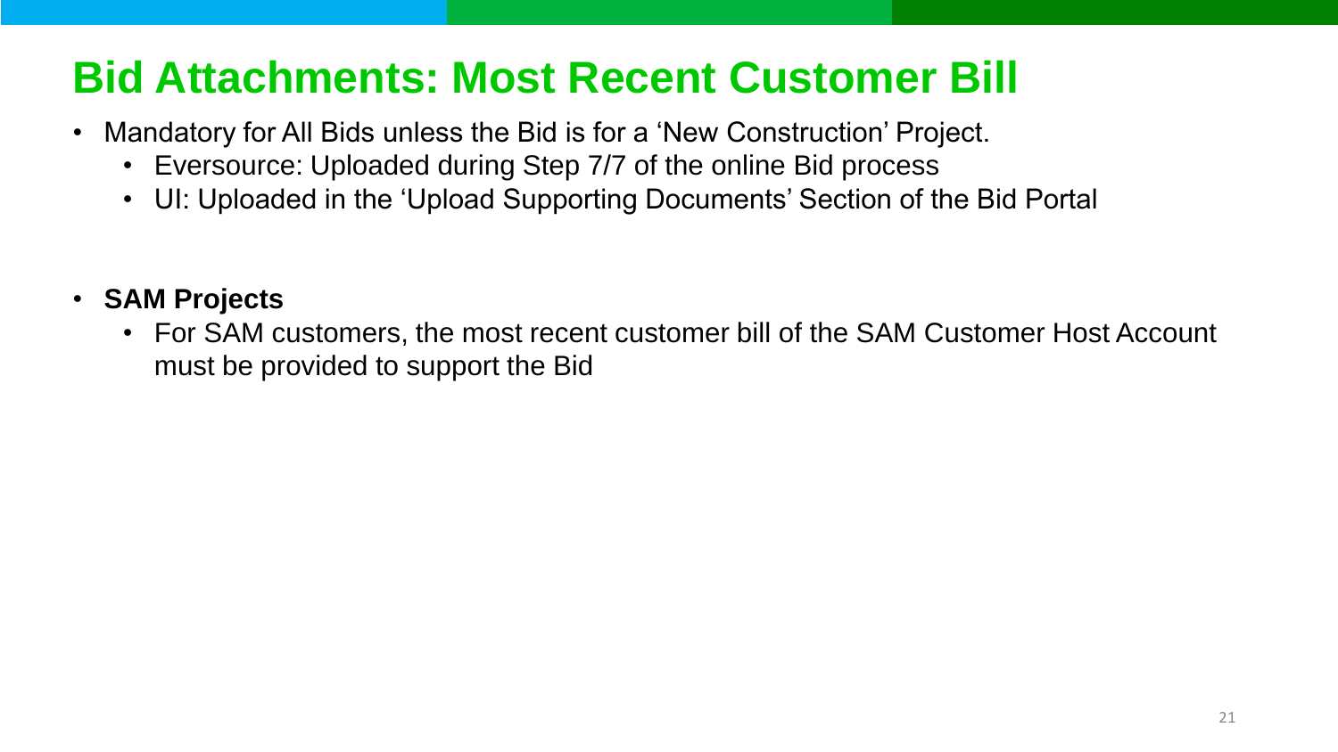# Bid Attachments: Most Recent Customer Bill

- Mandatory for All Bids unless the Bid is for a 'New Construction' Project.
  - Eversource: Uploaded during Step 7/7 of the online Bid process
  - UI: Uploaded in the 'Upload Supporting Documents' Section of the Bid Portal

- **SAM Projects**
  - For SAM customers, the most recent customer bill of the SAM Customer Host Account must be provided to support the Bid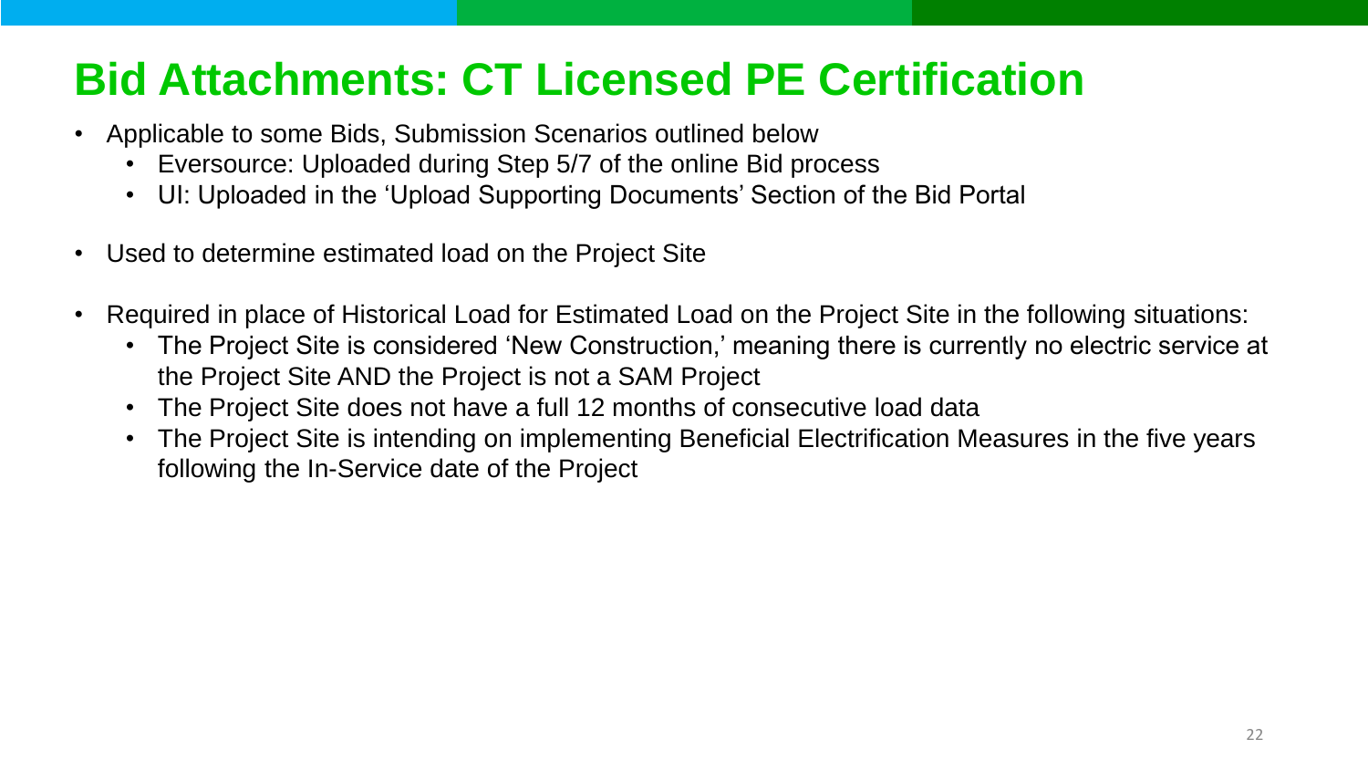# Bid Attachments: CT Licensed PE Certification

- Applicable to some Bids, Submission Scenarios outlined below
  - Eversource: Uploaded during Step 5/7 of the online Bid process
  - UI: Uploaded in the 'Upload Supporting Documents' Section of the Bid Portal
- Used to determine estimated load on the Project Site
- Required in place of Historical Load for Estimated Load on the Project Site in the following situations:
  - The Project Site is considered 'New Construction,' meaning there is currently no electric service at the Project Site AND the Project is not a SAM Project
  - The Project Site does not have a full 12 months of consecutive load data
  - The Project Site is intending on implementing Beneficial Electrification Measures in the five years following the In-Service date of the Project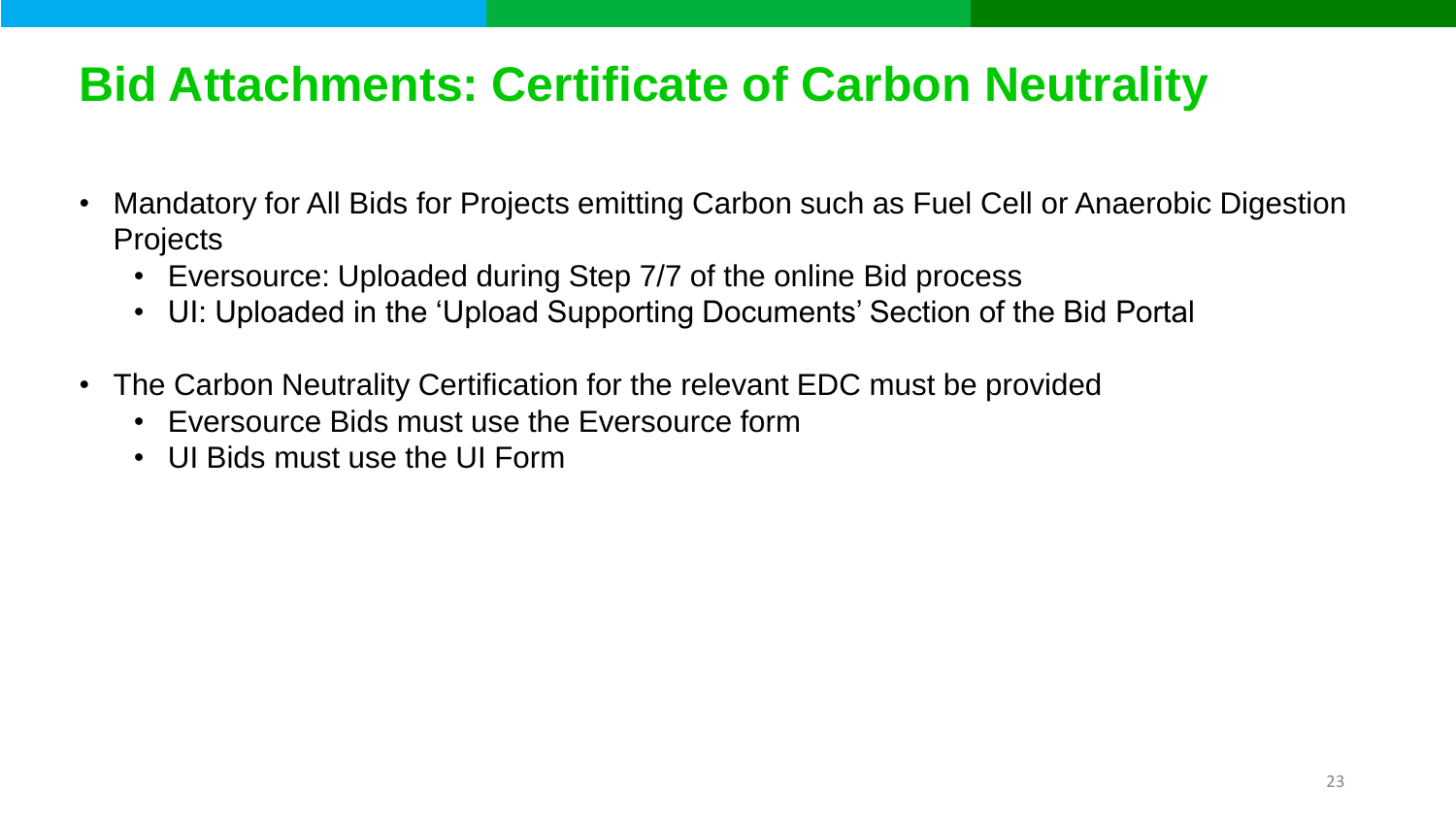# Bid Attachments: Certificate of Carbon Neutrality

- Mandatory for All Bids for Projects emitting Carbon such as Fuel Cell or Anaerobic Digestion Projects
  - Eversource: Uploaded during Step 7/7 of the online Bid process
  - UI: Uploaded in the 'Upload Supporting Documents' Section of the Bid Portal
- The Carbon Neutrality Certification for the relevant EDC must be provided
  - Eversource Bids must use the Eversource form
  - UI Bids must use the UI Form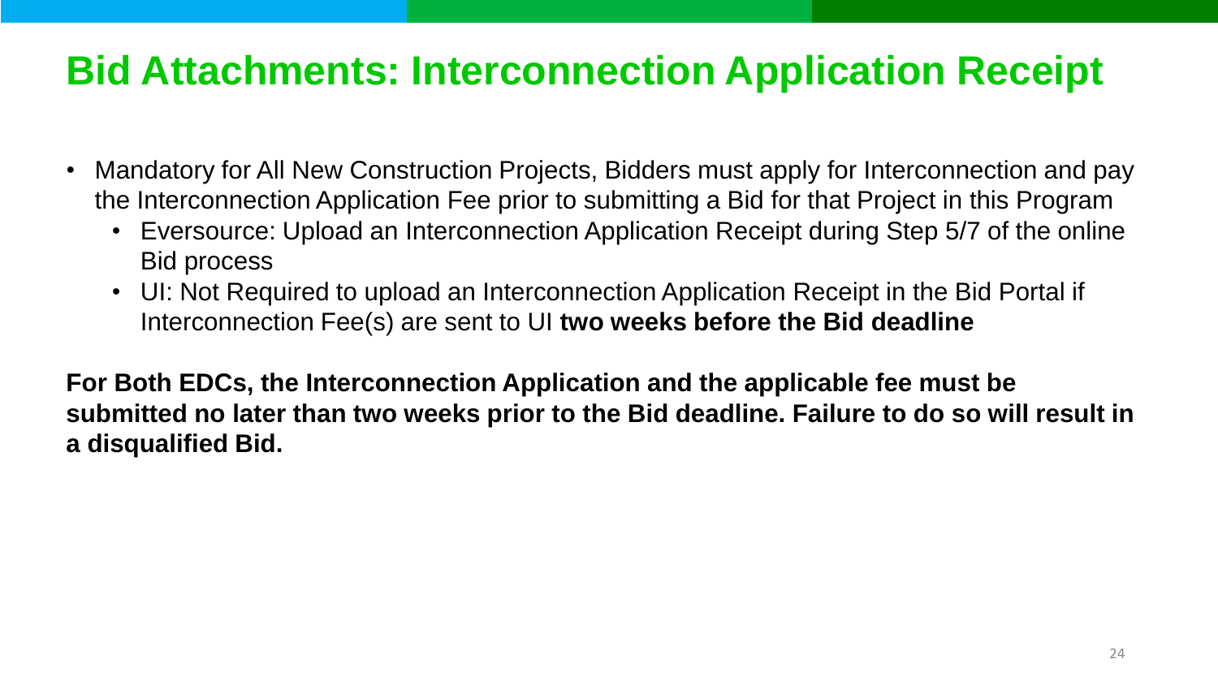# Bid Attachments: Interconnection Application Receipt

- Mandatory for All New Construction Projects, Bidders must apply for Interconnection and pay the Interconnection Application Fee prior to submitting a Bid for that Project in this Program
  - Eversource: Upload an Interconnection Application Receipt during Step 5/7 of the online Bid process
  - UI: Not Required to upload an Interconnection Application Receipt in the Bid Portal if Interconnection Fee(s) are sent to UI **two weeks before the Bid deadline**

**For Both EDCs, the Interconnection Application and the applicable fee must be submitted no later than two weeks prior to the Bid deadline. Failure to do so will result in a disqualified Bid.**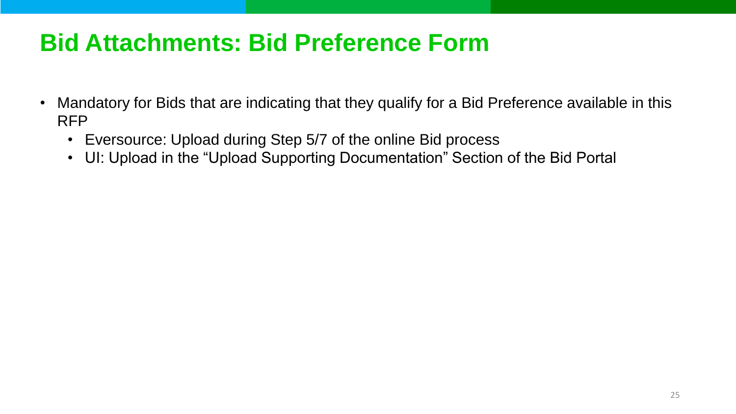# Bid Attachments: Bid Preference Form

- Mandatory for Bids that are indicating that they qualify for a Bid Preference available in this RFP
  - Eversource: Upload during Step 5/7 of the online Bid process
  - UI: Upload in the “Upload Supporting Documentation” Section of the Bid Portal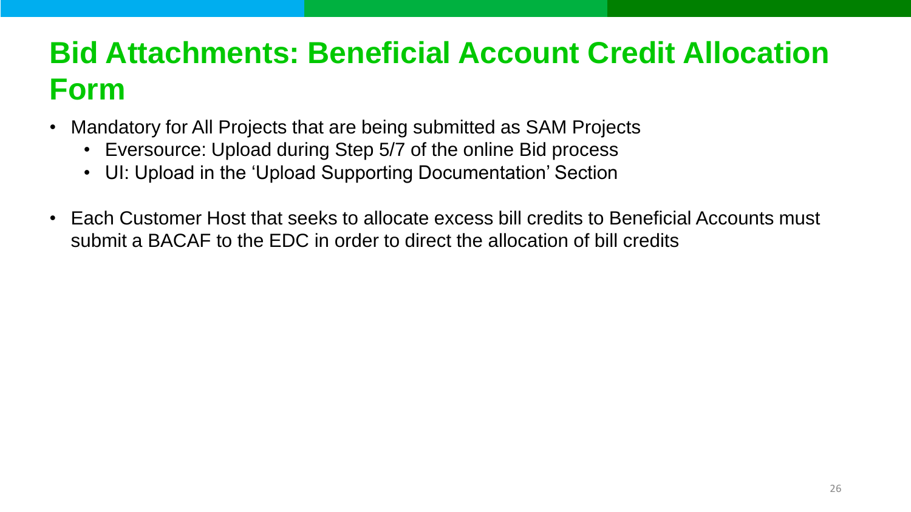# Bid Attachments: Beneficial Account Credit Allocation Form

- Mandatory for All Projects that are being submitted as SAM Projects
  - Eversource: Upload during Step 5/7 of the online Bid process
  - UI: Upload in the 'Upload Supporting Documentation' Section
- Each Customer Host that seeks to allocate excess bill credits to Beneficial Accounts must submit a BACAF to the EDC in order to direct the allocation of bill credits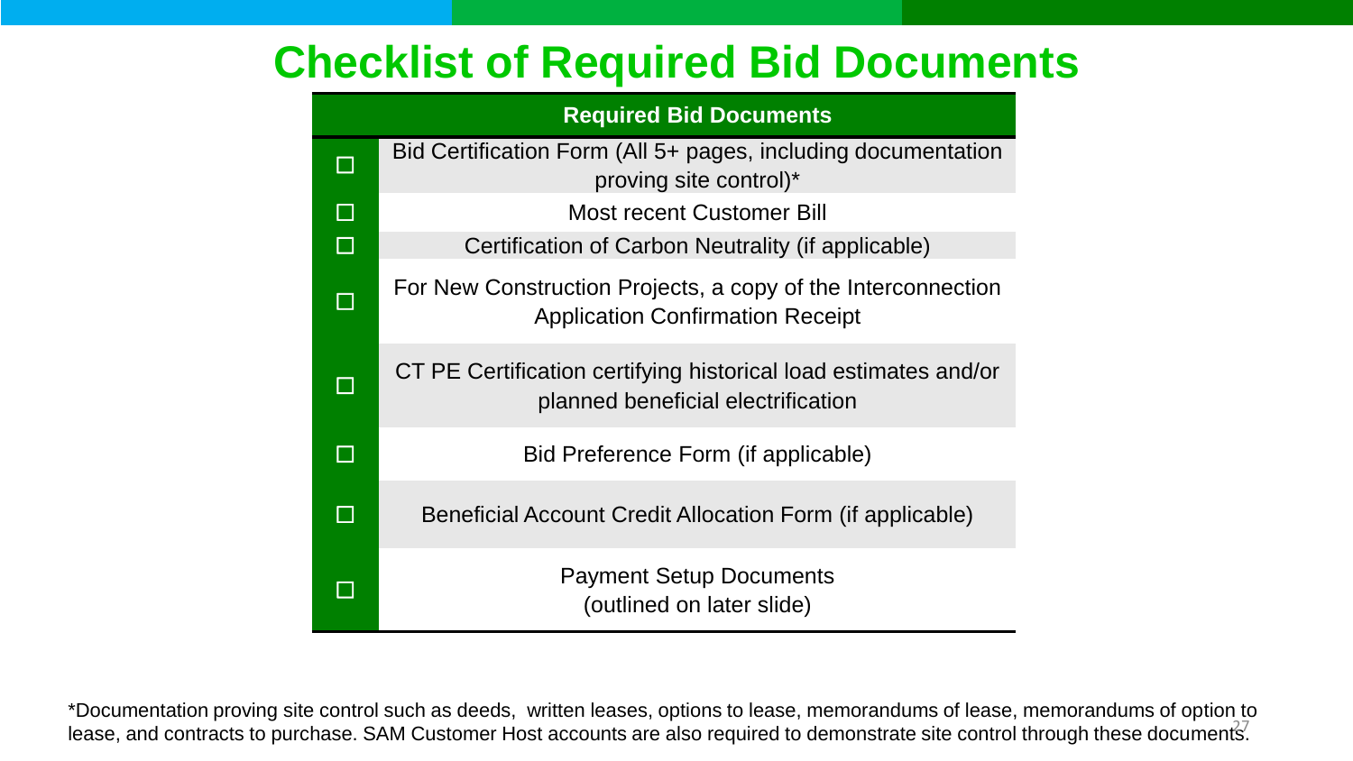# Checklist of Required Bid Documents

| | Required Bid Documents |
|---|---|
| ☐ | Bid Certification Form (All 5+ pages, including documentation proving site control)* |
| ☐ | Most recent Customer Bill |
| ☐ | Certification of Carbon Neutrality (if applicable) |
| ☐ | For New Construction Projects, a copy of the Interconnection Application Confirmation Receipt |
| ☐ | CT PE Certification certifying historical load estimates and/or planned beneficial electrification |
| ☐ | Bid Preference Form (if applicable) |
| ☐ | Beneficial Account Credit Allocation Form (if applicable) |
| ☐ | Payment Setup Documents (outlined on later slide) |

*Documentation proving site control such as deeds, written leases, options to lease, memorandums of lease, memorandums of option to lease, and contracts to purchase. SAM Customer Host accounts are also required to demonstrate site control through these documents.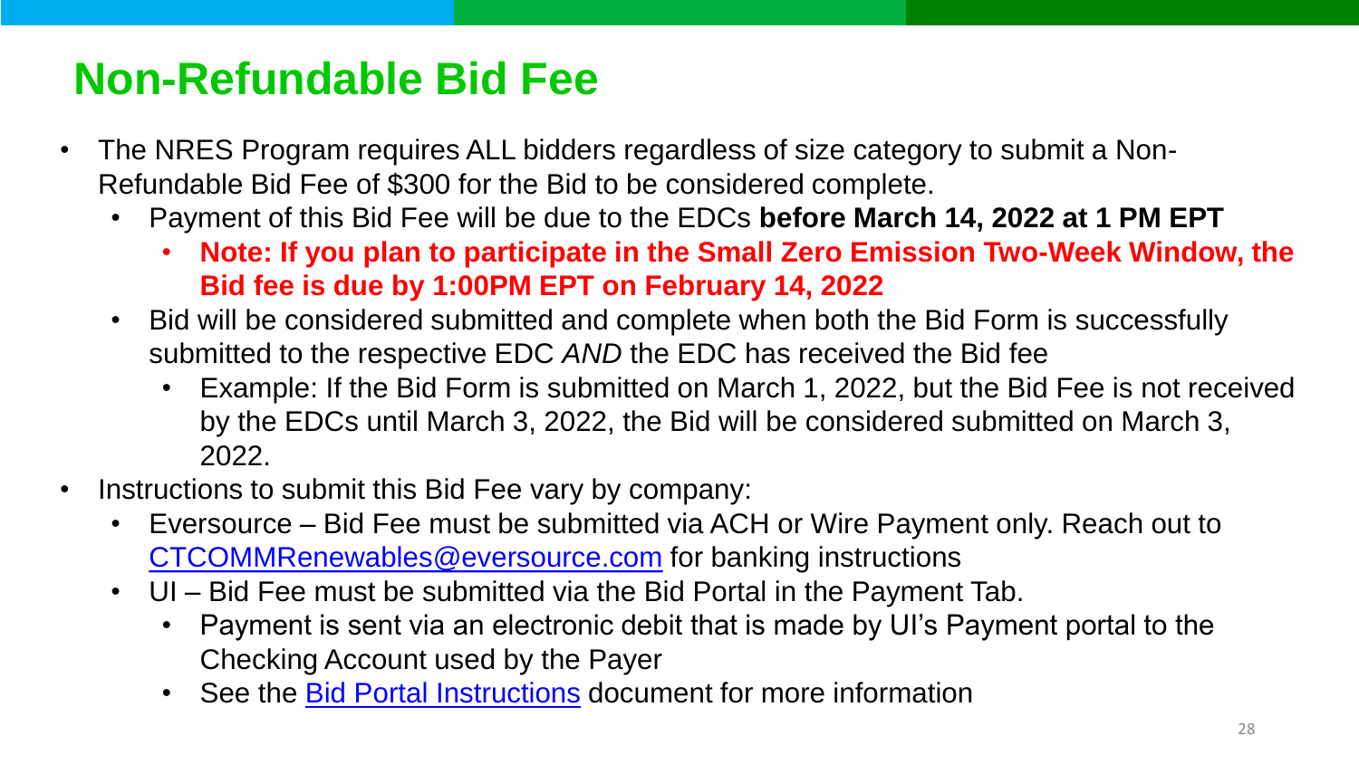# Non-Refundable Bid Fee

- The NRES Program requires ALL bidders regardless of size category to submit a Non-Refundable Bid Fee of $300 for the Bid to be considered complete.
  - Payment of this Bid Fee will be due to the EDCs **before March 14, 2022 at 1 PM EPT**
    - **Note: If you plan to participate in the Small Zero Emission Two-Week Window, the Bid fee is due by 1:00PM EPT on February 14, 2022**
  - Bid will be considered submitted and complete when both the Bid Form is successfully submitted to the respective EDC *AND* the EDC has received the Bid fee
    - Example: If the Bid Form is submitted on March 1, 2022, but the Bid Fee is not received by the EDCs until March 3, 2022, the Bid will be considered submitted on March 3, 2022.
- Instructions to submit this Bid Fee vary by company:
  - Eversource – Bid Fee must be submitted via ACH or Wire Payment only. Reach out to CTCOMMRenewables@eversource.com for banking instructions
  - UI – Bid Fee must be submitted via the Bid Portal in the Payment Tab.
    - Payment is sent via an electronic debit that is made by UI's Payment portal to the Checking Account used by the Payer
    - See the Bid Portal Instructions document for more information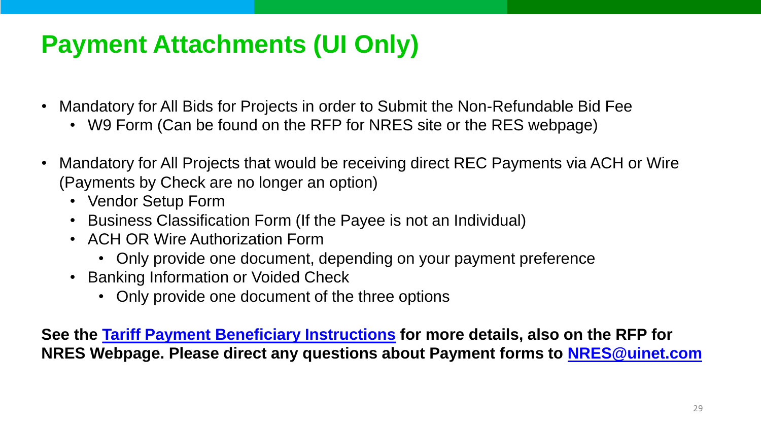# Payment Attachments (UI Only)

- Mandatory for All Bids for Projects in order to Submit the Non-Refundable Bid Fee
  - W9 Form (Can be found on the RFP for NRES site or the RES webpage)
- Mandatory for All Projects that would be receiving direct REC Payments via ACH or Wire (Payments by Check are no longer an option)
  - Vendor Setup Form
  - Business Classification Form (If the Payee is not an Individual)
  - ACH OR Wire Authorization Form
    - Only provide one document, depending on your payment preference
  - Banking Information or Voided Check
    - Only provide one document of the three options

**See the Tariff Payment Beneficiary Instructions for more details, also on the RFP for NRES Webpage. Please direct any questions about Payment forms to NRES@uinet.com**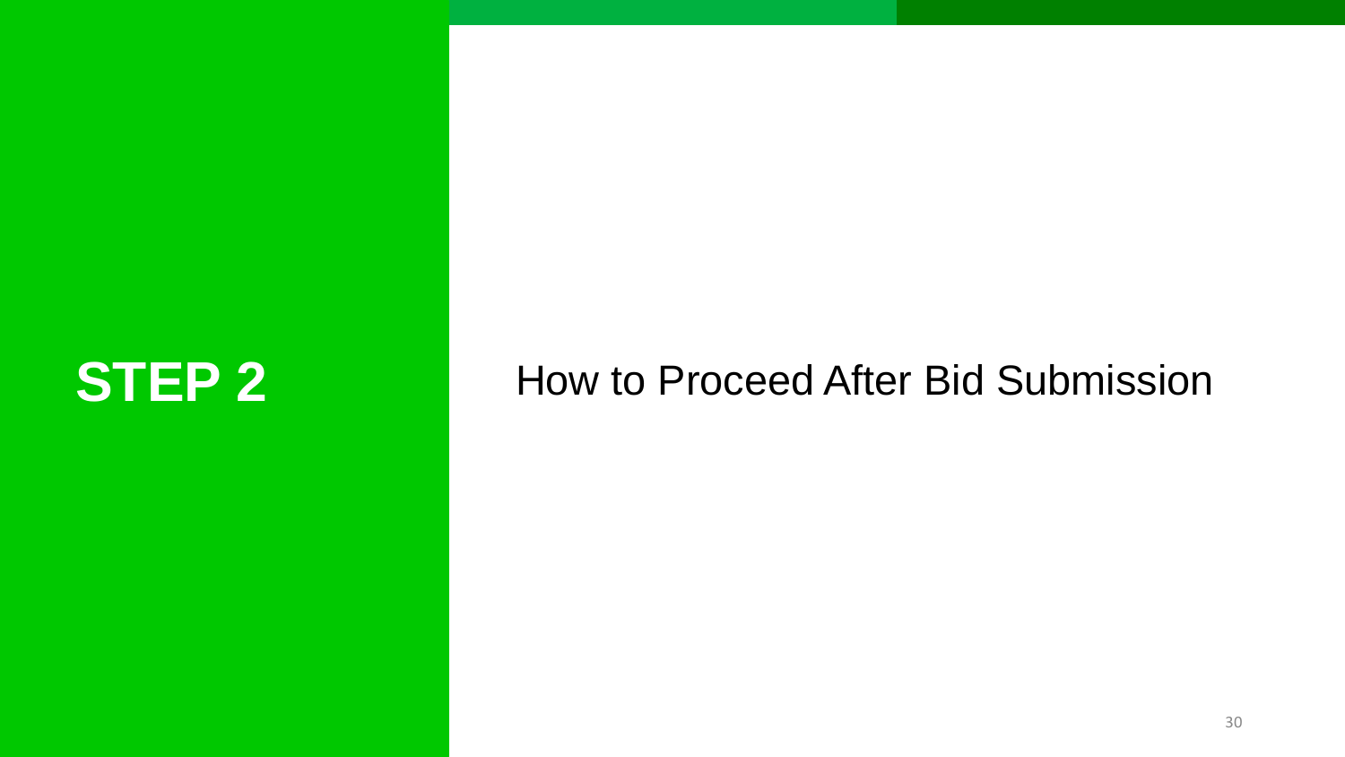# STEP 2

## How to Proceed After Bid Submission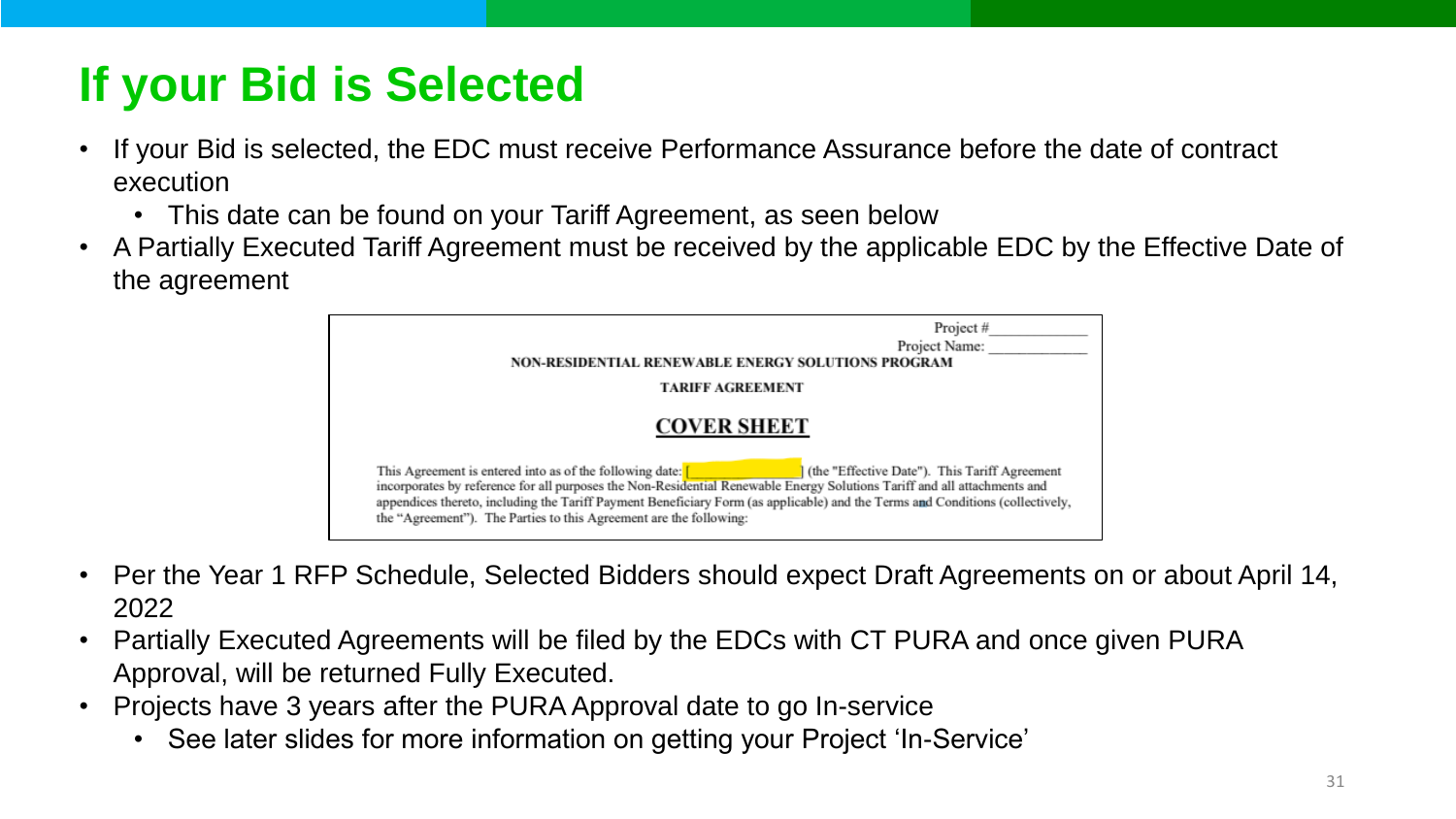# If your Bid is Selected

- If your Bid is selected, the EDC must receive Performance Assurance before the date of contract execution
  - This date can be found on your Tariff Agreement, as seen below
- A Partially Executed Tariff Agreement must be received by the applicable EDC by the Effective Date of the agreement

Project #\_\_\_\_\_\_\_\_\_\_\_\_

Project Name: \_\_\_\_\_\_\_\_\_\_\_\_

**NON-RESIDENTIAL RENEWABLE ENERGY SOLUTIONS PROGRAM**

**TARIFF AGREEMENT**

**COVER SHEET**

This Agreement is entered into as of the following date: [                ] (the "Effective Date"). This Tariff Agreement incorporates by reference for all purposes the Non-Residential Renewable Energy Solutions Tariff and all attachments and appendices thereto, including the Tariff Payment Beneficiary Form (as applicable) and the Terms and Conditions (collectively, the "Agreement"). The Parties to this Agreement are the following:

- Per the Year 1 RFP Schedule, Selected Bidders should expect Draft Agreements on or about April 14, 2022
- Partially Executed Agreements will be filed by the EDCs with CT PURA and once given PURA Approval, will be returned Fully Executed.
- Projects have 3 years after the PURA Approval date to go In-service
  - See later slides for more information on getting your Project 'In-Service'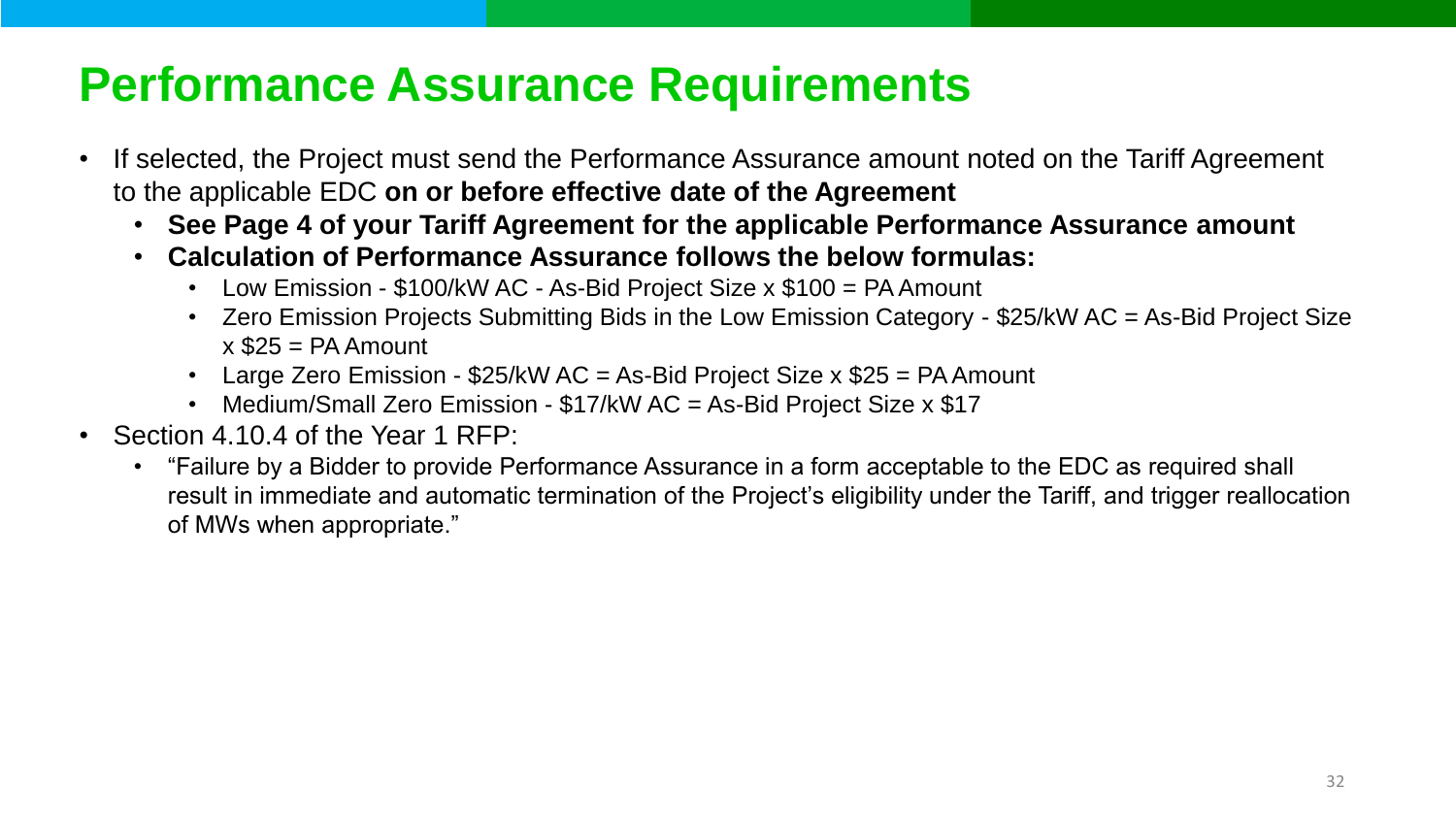# Performance Assurance Requirements

- If selected, the Project must send the Performance Assurance amount noted on the Tariff Agreement to the applicable EDC **on or before effective date of the Agreement**
  - **See Page 4 of your Tariff Agreement for the applicable Performance Assurance amount**
  - **Calculation of Performance Assurance follows the below formulas:**
    - Low Emission - $100/kW AC - As-Bid Project Size x $100 = PA Amount
    - Zero Emission Projects Submitting Bids in the Low Emission Category - $25/kW AC = As-Bid Project Size x $25 = PA Amount
    - Large Zero Emission - $25/kW AC = As-Bid Project Size x $25 = PA Amount
    - Medium/Small Zero Emission - $17/kW AC = As-Bid Project Size x $17
- Section 4.10.4 of the Year 1 RFP:
  - "Failure by a Bidder to provide Performance Assurance in a form acceptable to the EDC as required shall result in immediate and automatic termination of the Project's eligibility under the Tariff, and trigger reallocation of MWs when appropriate."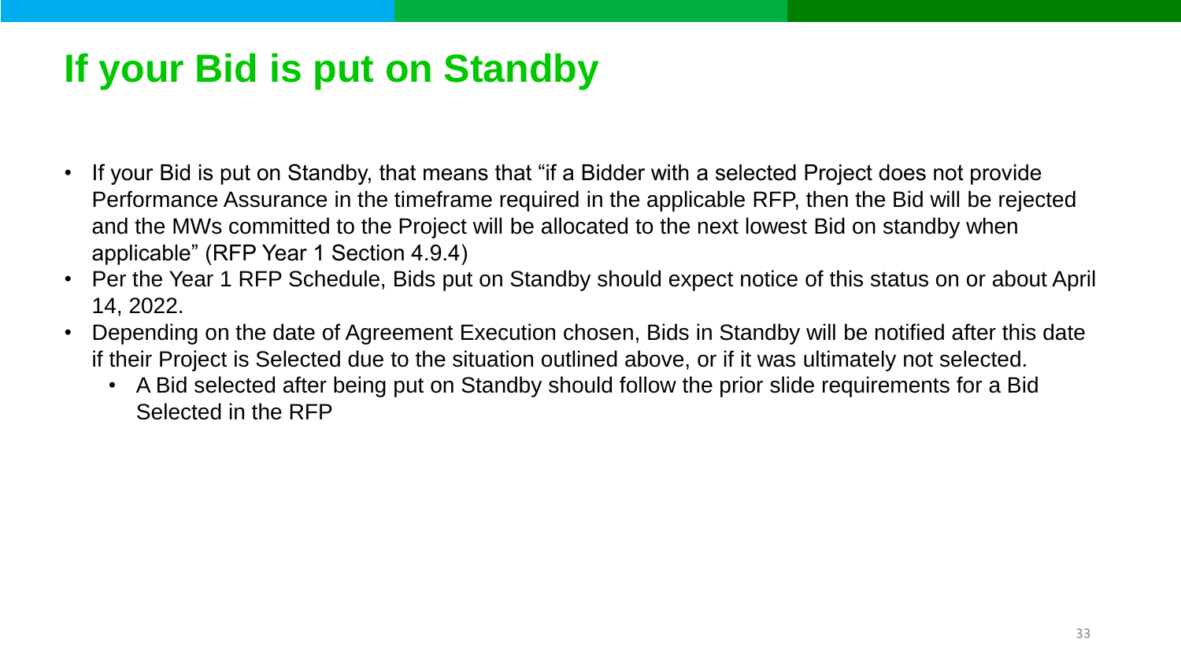# If your Bid is put on Standby

- If your Bid is put on Standby, that means that "if a Bidder with a selected Project does not provide Performance Assurance in the timeframe required in the applicable RFP, then the Bid will be rejected and the MWs committed to the Project will be allocated to the next lowest Bid on standby when applicable" (RFP Year 1 Section 4.9.4)
- Per the Year 1 RFP Schedule, Bids put on Standby should expect notice of this status on or about April 14, 2022.
- Depending on the date of Agreement Execution chosen, Bids in Standby will be notified after this date if their Project is Selected due to the situation outlined above, or if it was ultimately not selected.
  - A Bid selected after being put on Standby should follow the prior slide requirements for a Bid Selected in the RFP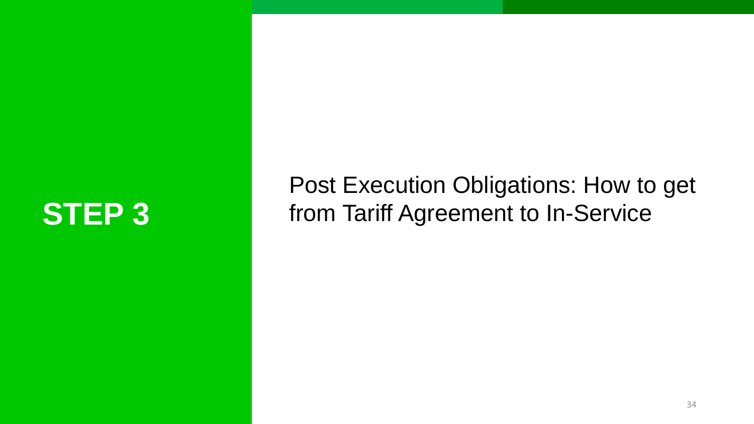# STEP 3

## Post Execution Obligations: How to get from Tariff Agreement to In-Service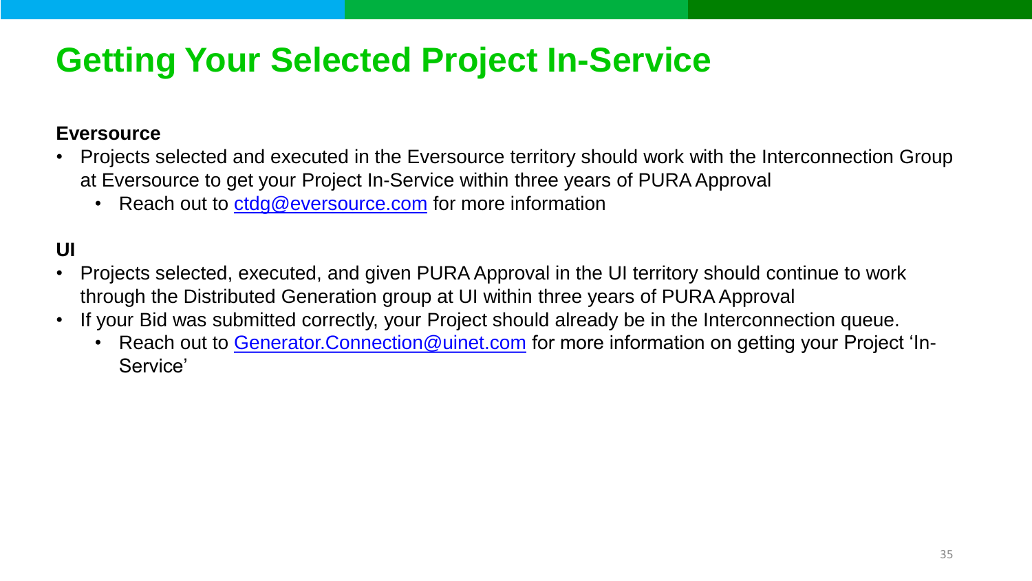# Getting Your Selected Project In-Service

**Eversource**

- Projects selected and executed in the Eversource territory should work with the Interconnection Group at Eversource to get your Project In-Service within three years of PURA Approval
  - Reach out to ctdg@eversource.com for more information

**UI**

- Projects selected, executed, and given PURA Approval in the UI territory should continue to work through the Distributed Generation group at UI within three years of PURA Approval
- If your Bid was submitted correctly, your Project should already be in the Interconnection queue.
  - Reach out to Generator.Connection@uinet.com for more information on getting your Project 'In-Service'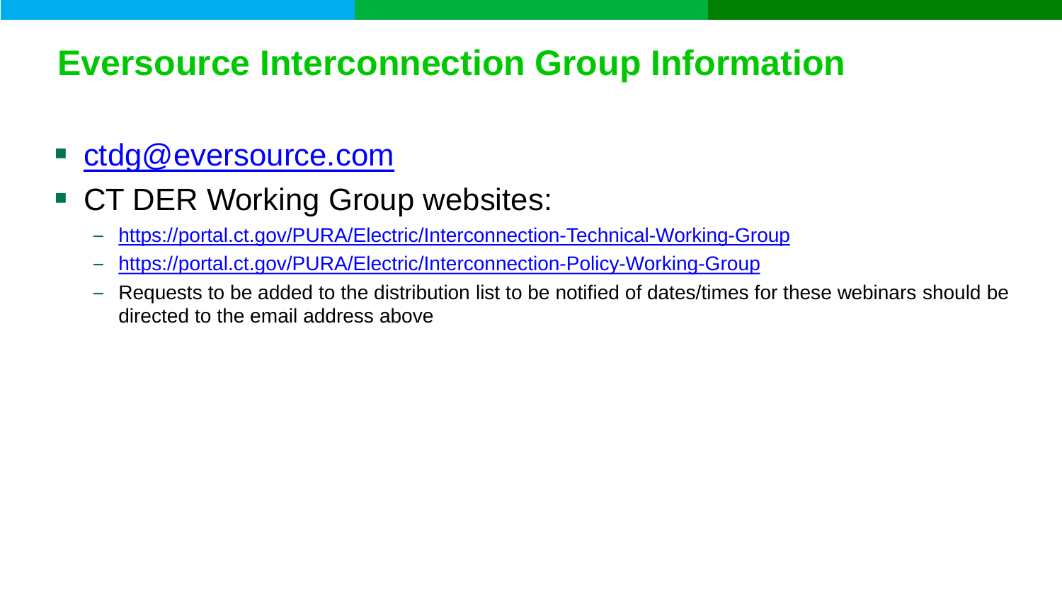# Eversource Interconnection Group Information

- ctdg@eversource.com
- CT DER Working Group websites:
  - https://portal.ct.gov/PURA/Electric/Interconnection-Technical-Working-Group
  - https://portal.ct.gov/PURA/Electric/Interconnection-Policy-Working-Group
  - Requests to be added to the distribution list to be notified of dates/times for these webinars should be directed to the email address above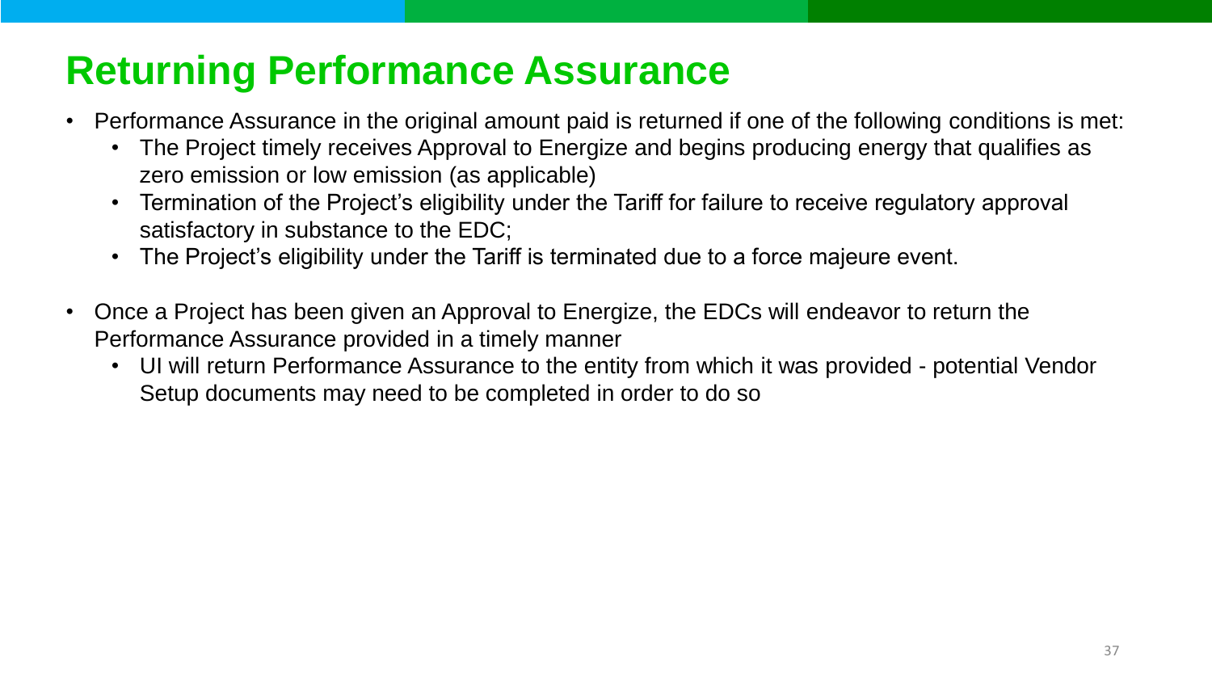# Returning Performance Assurance

- Performance Assurance in the original amount paid is returned if one of the following conditions is met:
  - The Project timely receives Approval to Energize and begins producing energy that qualifies as zero emission or low emission (as applicable)
  - Termination of the Project's eligibility under the Tariff for failure to receive regulatory approval satisfactory in substance to the EDC;
  - The Project's eligibility under the Tariff is terminated due to a force majeure event.
- Once a Project has been given an Approval to Energize, the EDCs will endeavor to return the Performance Assurance provided in a timely manner
  - UI will return Performance Assurance to the entity from which it was provided - potential Vendor Setup documents may need to be completed in order to do so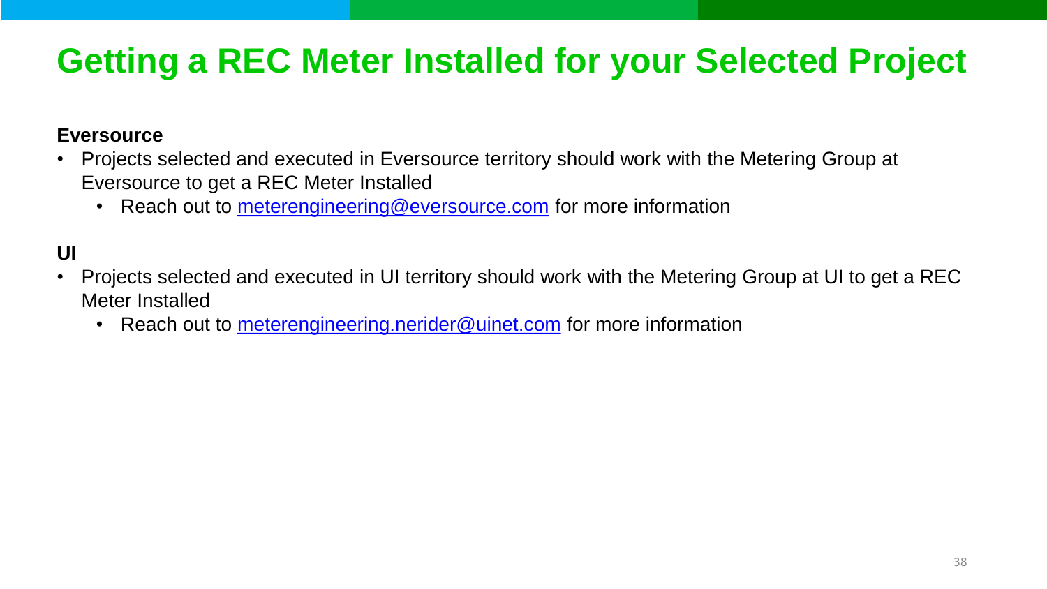# Getting a REC Meter Installed for your Selected Project

**Eversource**

- Projects selected and executed in Eversource territory should work with the Metering Group at Eversource to get a REC Meter Installed
  - Reach out to meterengineering@eversource.com for more information

**UI**

- Projects selected and executed in UI territory should work with the Metering Group at UI to get a REC Meter Installed
  - Reach out to meterengineering.nerider@uinet.com for more information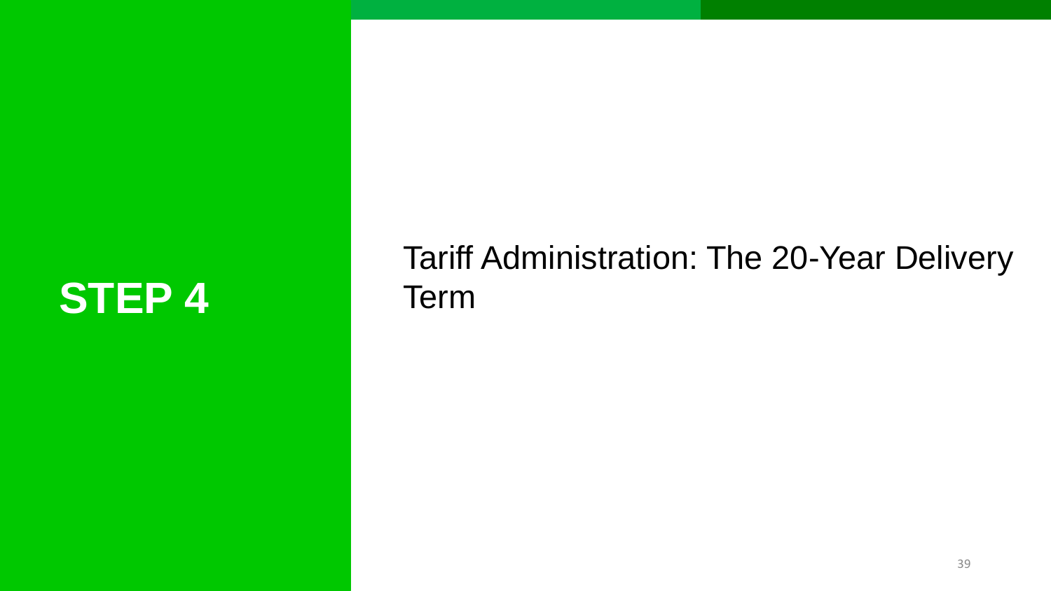# STEP 4

## Tariff Administration: The 20-Year Delivery Term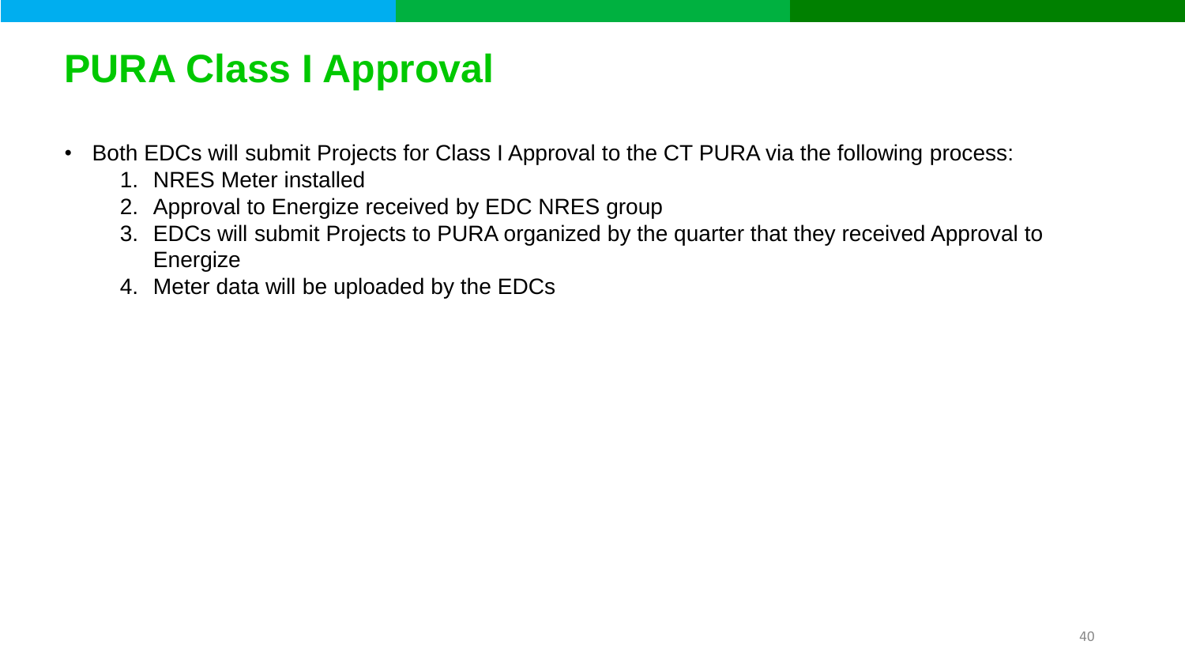# PURA Class I Approval

- Both EDCs will submit Projects for Class I Approval to the CT PURA via the following process:
  1. NRES Meter installed
  2. Approval to Energize received by EDC NRES group
  3. EDCs will submit Projects to PURA organized by the quarter that they received Approval to Energize
  4. Meter data will be uploaded by the EDCs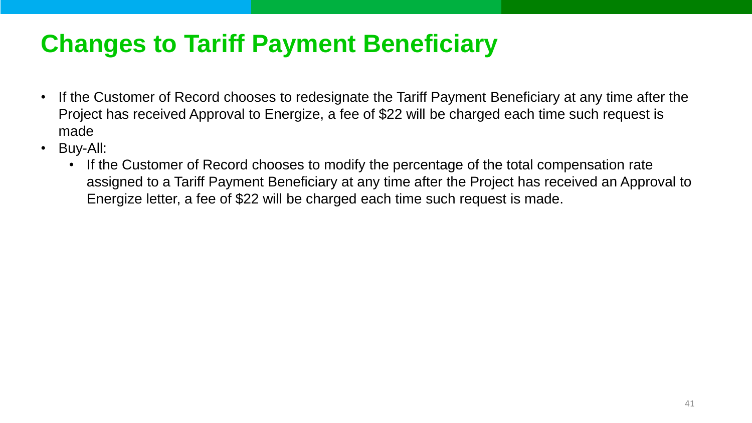# Changes to Tariff Payment Beneficiary

- If the Customer of Record chooses to redesignate the Tariff Payment Beneficiary at any time after the Project has received Approval to Energize, a fee of $22 will be charged each time such request is made
- Buy-All:
  - If the Customer of Record chooses to modify the percentage of the total compensation rate assigned to a Tariff Payment Beneficiary at any time after the Project has received an Approval to Energize letter, a fee of $22 will be charged each time such request is made.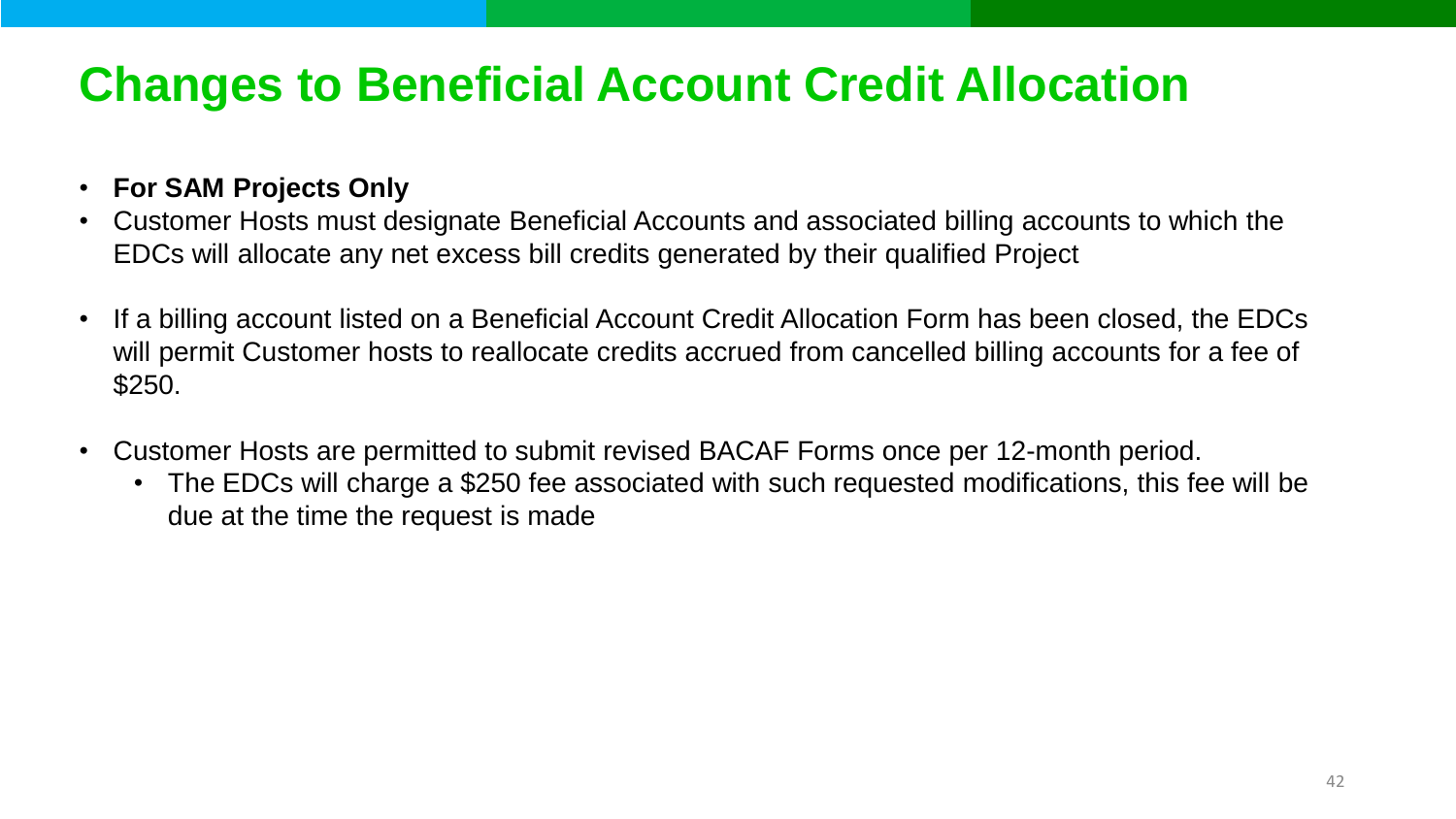# Changes to Beneficial Account Credit Allocation

- **For SAM Projects Only**
- Customer Hosts must designate Beneficial Accounts and associated billing accounts to which the EDCs will allocate any net excess bill credits generated by their qualified Project
- If a billing account listed on a Beneficial Account Credit Allocation Form has been closed, the EDCs will permit Customer hosts to reallocate credits accrued from cancelled billing accounts for a fee of $250.
- Customer Hosts are permitted to submit revised BACAF Forms once per 12-month period.
  - The EDCs will charge a $250 fee associated with such requested modifications, this fee will be due at the time the request is made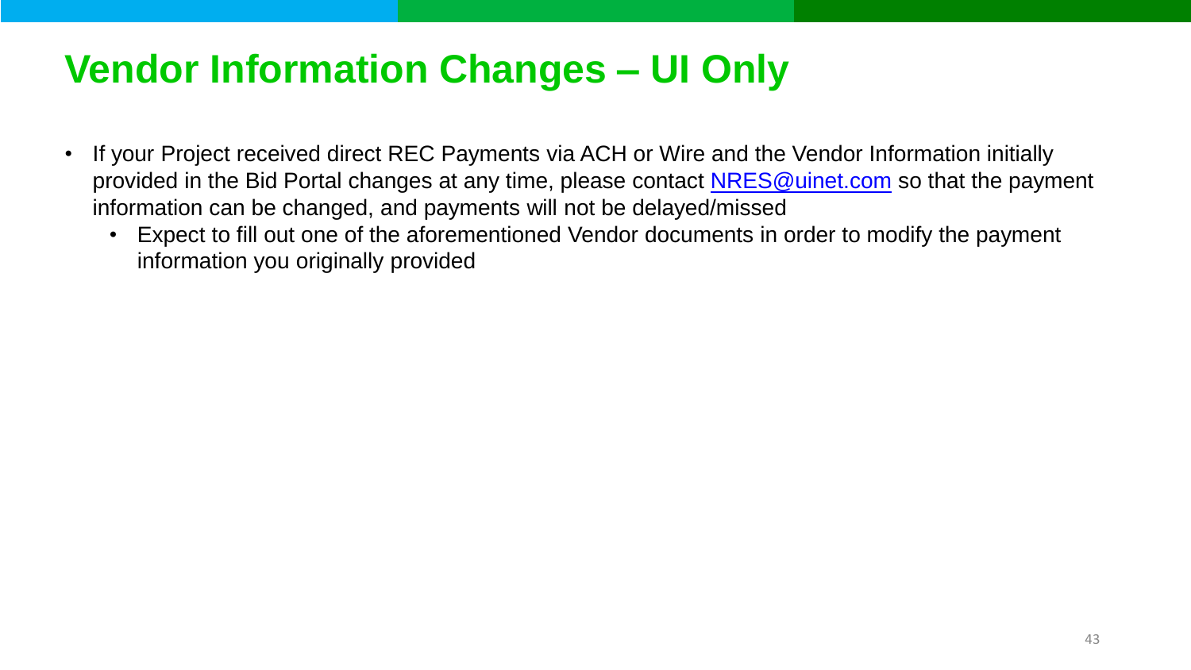# Vendor Information Changes – UI Only

- If your Project received direct REC Payments via ACH or Wire and the Vendor Information initially provided in the Bid Portal changes at any time, please contact NRES@uinet.com so that the payment information can be changed, and payments will not be delayed/missed
  - Expect to fill out one of the aforementioned Vendor documents in order to modify the payment information you originally provided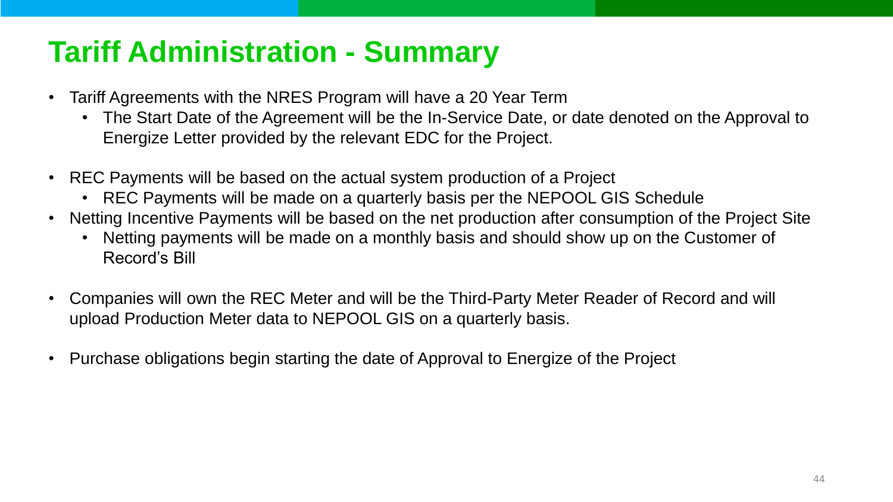# Tariff Administration - Summary

- Tariff Agreements with the NRES Program will have a 20 Year Term
  - The Start Date of the Agreement will be the In-Service Date, or date denoted on the Approval to Energize Letter provided by the relevant EDC for the Project.
- REC Payments will be based on the actual system production of a Project
  - REC Payments will be made on a quarterly basis per the NEPOOL GIS Schedule
- Netting Incentive Payments will be based on the net production after consumption of the Project Site
  - Netting payments will be made on a monthly basis and should show up on the Customer of Record's Bill
- Companies will own the REC Meter and will be the Third-Party Meter Reader of Record and will upload Production Meter data to NEPOOL GIS on a quarterly basis.
- Purchase obligations begin starting the date of Approval to Energize of the Project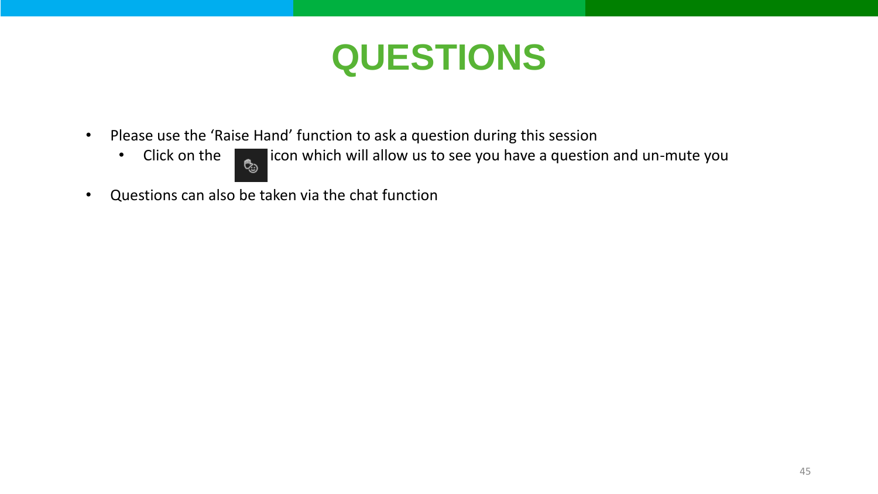# QUESTIONS

- Please use the 'Raise Hand' function to ask a question during this session
  - Click on the icon which will allow us to see you have a question and un-mute you
- Questions can also be taken via the chat function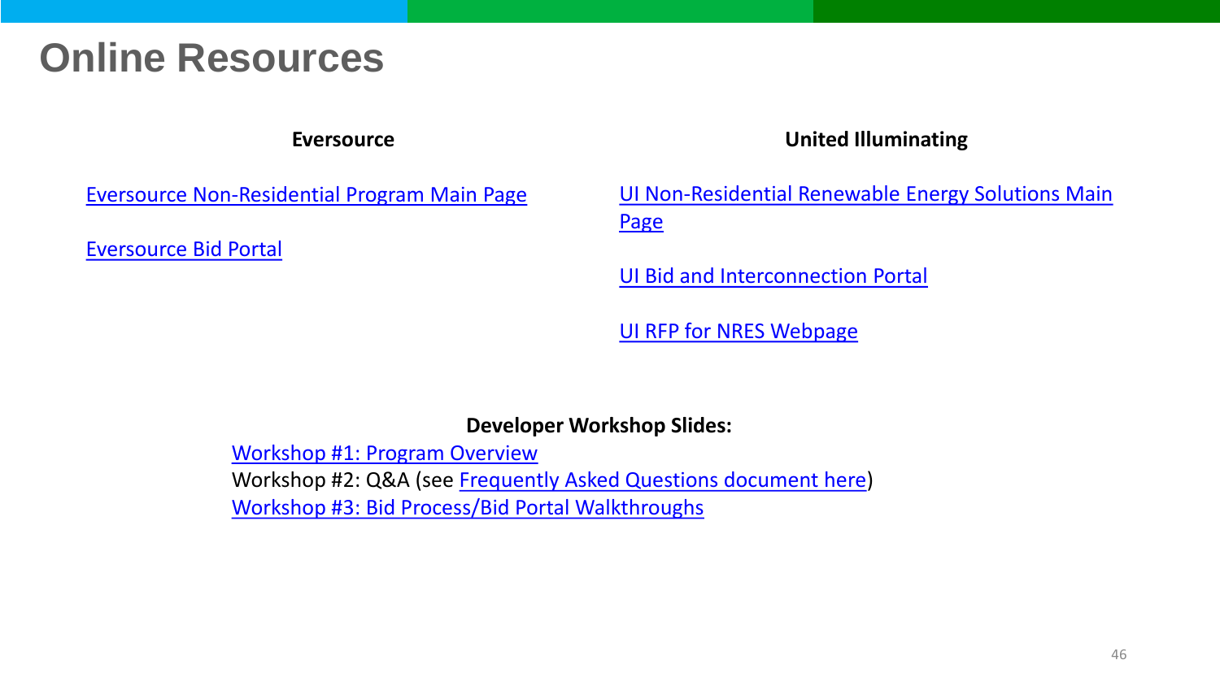# Online Resources

**Eversource**

Eversource Non-Residential Program Main Page

Eversource Bid Portal

**United Illuminating**

UI Non-Residential Renewable Energy Solutions Main Page

UI Bid and Interconnection Portal

UI RFP for NRES Webpage

**Developer Workshop Slides:**

Workshop #1: Program Overview
Workshop #2: Q&A (see Frequently Asked Questions document here)
Workshop #3: Bid Process/Bid Portal Walkthroughs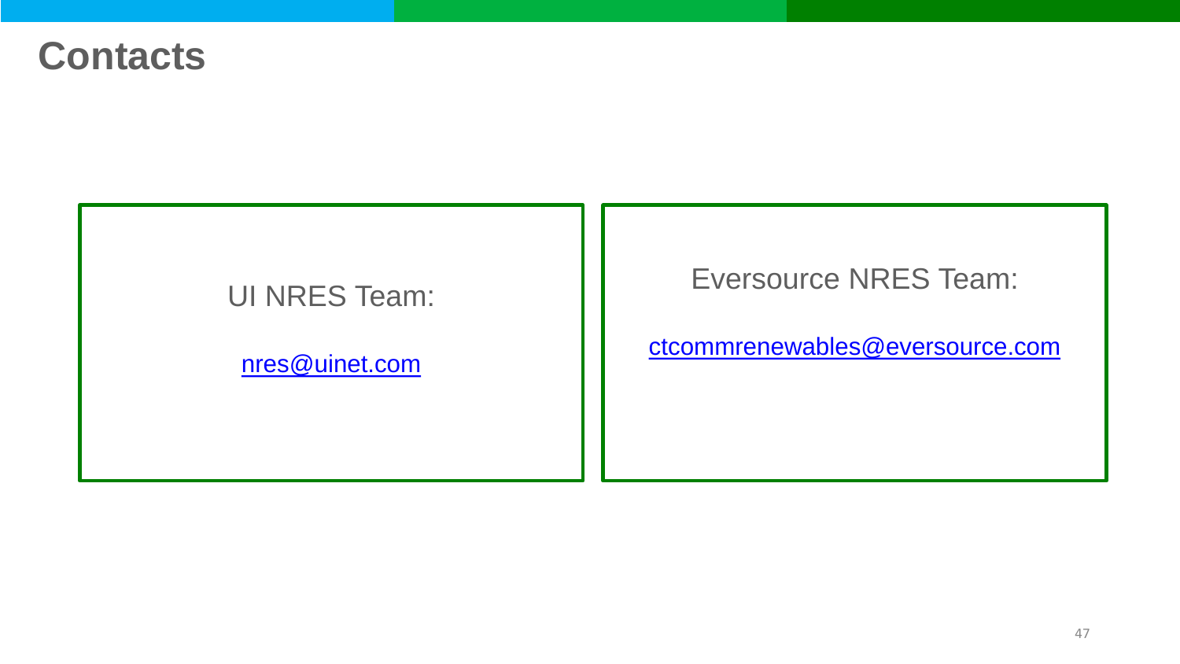# Contacts

UI NRES Team:

nres@uinet.com

Eversource NRES Team:

ctcommrenewables@eversource.com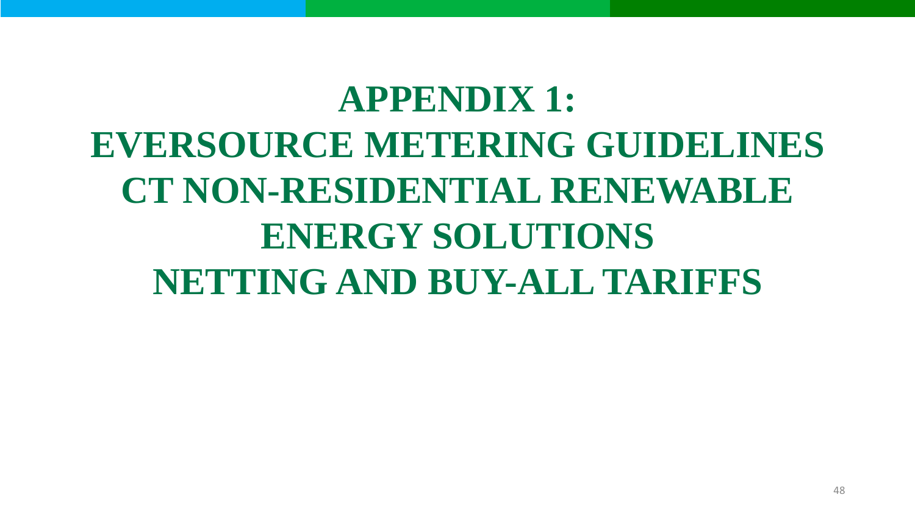# APPENDIX 1:
# EVERSOURCE METERING GUIDELINES
# CT NON-RESIDENTIAL RENEWABLE ENERGY SOLUTIONS
# NETTING AND BUY-ALL TARIFFS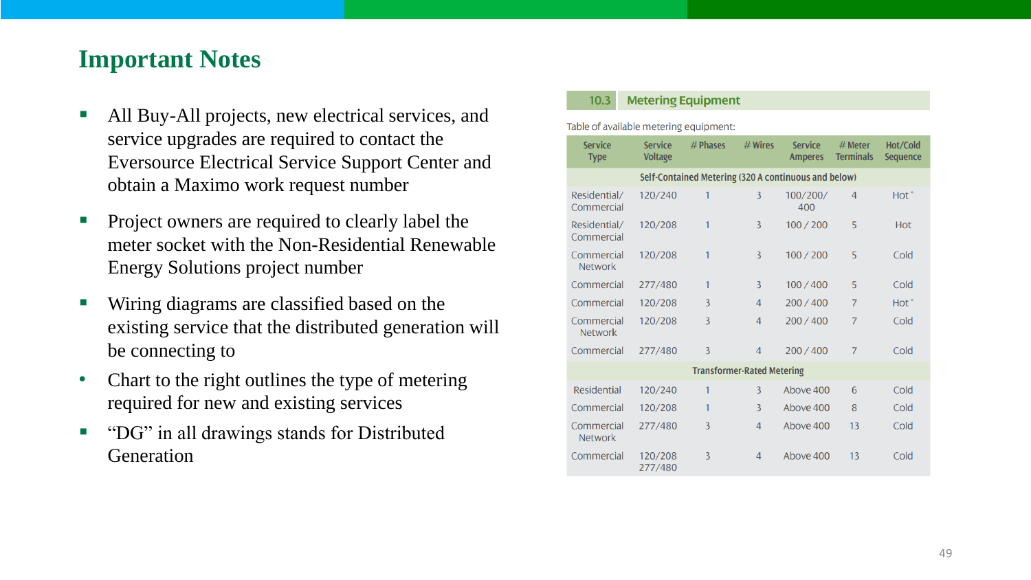# Important Notes

- All Buy-All projects, new electrical services, and service upgrades are required to contact the Eversource Electrical Service Support Center and obtain a Maximo work request number
- Project owners are required to clearly label the meter socket with the Non-Residential Renewable Energy Solutions project number
- Wiring diagrams are classified based on the existing service that the distributed generation will be connecting to
- Chart to the right outlines the type of metering required for new and existing services
- “DG” in all drawings stands for Distributed Generation

## 10.3 Metering Equipment

Table of available metering equipment:

| Service Type | Service Voltage | # Phases | # Wires | Service Amperes | # Meter Terminals | Hot/Cold Sequence |
|---|---|---|---|---|---|---|
| **Self-Contained Metering (320 A continuous and below)** | | | | | | |
| Residential/ Commercial | 120/240 | 1 | 3 | 100/200/ 400 | 4 | Hot* |
| Residential/ Commercial | 120/208 | 1 | 3 | 100 / 200 | 5 | Hot |
| Commercial Network | 120/208 | 1 | 3 | 100 / 200 | 5 | Cold |
| Commercial | 277/480 | 1 | 3 | 100 / 400 | 5 | Cold |
| Commercial | 120/208 | 3 | 4 | 200 / 400 | 7 | Hot* |
| Commercial Network | 120/208 | 3 | 4 | 200 / 400 | 7 | Cold |
| Commercial | 277/480 | 3 | 4 | 200 / 400 | 7 | Cold |
| **Transformer-Rated Metering** | | | | | | |
| Residential | 120/240 | 1 | 3 | Above 400 | 6 | Cold |
| Commercial | 120/208 | 1 | 3 | Above 400 | 8 | Cold |
| Commercial Network | 277/480 | 3 | 4 | Above 400 | 13 | Cold |
| Commercial | 120/208 277/480 | 3 | 4 | Above 400 | 13 | Cold |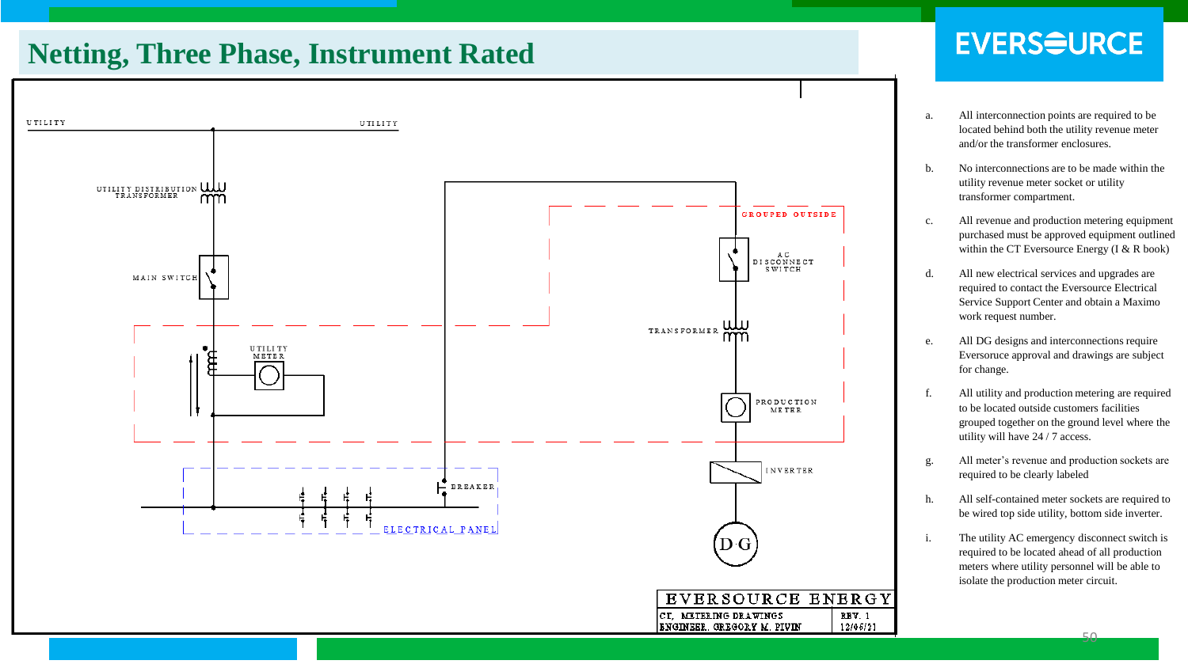# Netting, Three Phase, Instrument Rated

UTILITY

UTILITY

UTILITY DISTRIBUTION TRANSFORMER

MAIN SWITCH

UTILITY METER

GROUPED OUTSIDE

AC DISCONNECT SWITCH

TRANSFORMER

PRODUCTION METER

INVERTER

BREAKER

ELECTRICAL PANEL

D·G

| EVERSOURCE ENERGY | |
|---|---|
| CT, METERING DRAWINGS | REV. 1 |
| ENGINEER. GREGORY M. PIVIN | 12/06/21 |

a. All interconnection points are required to be located behind both the utility revenue meter and/or the transformer enclosures.

b. No interconnections are to be made within the utility revenue meter socket or utility transformer compartment.

c. All revenue and production metering equipment purchased must be approved equipment outlined within the CT Eversource Energy (I & R book)

d. All new electrical services and upgrades are required to contact the Eversource Electrical Service Support Center and obtain a Maximo work request number.

e. All DG designs and interconnections require Eversoruce approval and drawings are subject for change.

f. All utility and production metering are required to be located outside customers facilities grouped together on the ground level where the utility will have 24 / 7 access.

g. All meter's revenue and production sockets are required to be clearly labeled

h. All self-contained meter sockets are required to be wired top side utility, bottom side inverter.

i. The utility AC emergency disconnect switch is required to be located ahead of all production meters where utility personnel will be able to isolate the production meter circuit.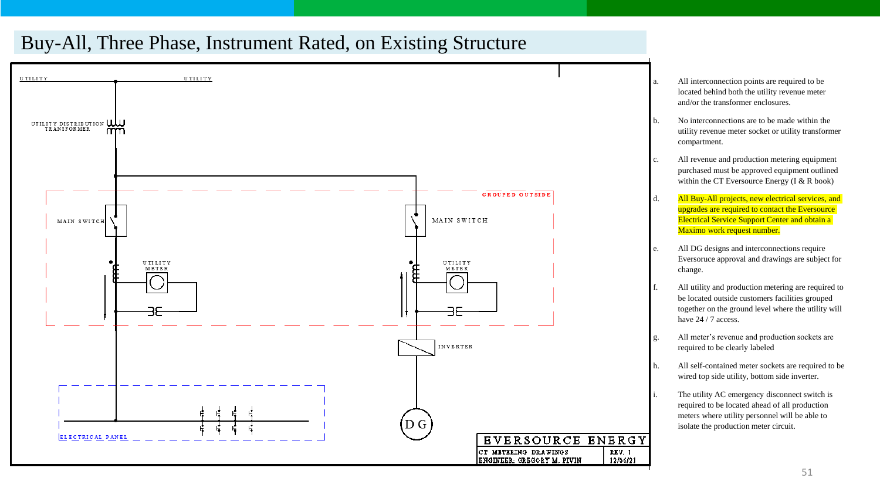# Buy-All, Three Phase, Instrument Rated, on Existing Structure

UTILITY

UTILITY

UTILITY DISTRIBUTION TRANSFORMER

GROUPED OUTSIDE

MAIN SWITCH

MAIN SWITCH

UTILITY METER

UTILITY METER

INVERTER

ELECTRICAL PANEL

DG

EVERSOURCE ENERGY

CT METERING DRAWINGS

ENGINEER: GREGORY M. PIVIN

REV. 1

12/06/21

a. All interconnection points are required to be located behind both the utility revenue meter and/or the transformer enclosures.

b. No interconnections are to be made within the utility revenue meter socket or utility transformer compartment.

c. All revenue and production metering equipment purchased must be approved equipment outlined within the CT Eversource Energy (I & R book)

d. All Buy-All projects, new electrical services, and upgrades are required to contact the Eversource Electrical Service Support Center and obtain a Maximo work request number.

e. All DG designs and interconnections require Eversoruce approval and drawings are subject for change.

f. All utility and production metering are required to be located outside customers facilities grouped together on the ground level where the utility will have 24 / 7 access.

g. All meter's revenue and production sockets are required to be clearly labeled

h. All self-contained meter sockets are required to be wired top side utility, bottom side inverter.

i. The utility AC emergency disconnect switch is required to be located ahead of all production meters where utility personnel will be able to isolate the production meter circuit.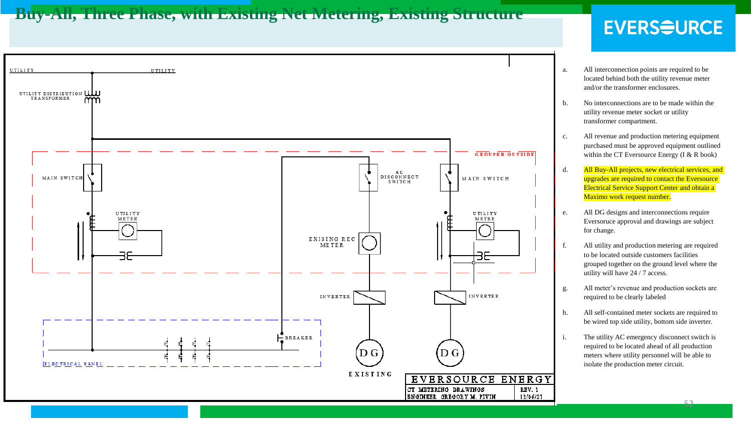# Buy-All, Three Phase, with Existing Net Metering, Existing Structure

UTILITY

UTILITY DISTRIBUTION TRANSFORMER

GROUPED OUTSIDE

MAIN SWITCH

UTILITY METER

AC DISCONNECT SWITCH

MAIN SWITCH

UTILITY METER

EXISING REC METER

INVERTER

INVERTER

BREAKER

ELECTRICAL PANEL

DG

DG

EXISTING

EVERSOURCE ENERGY

CT METERING DRAWINGS — REV. 1

ENGINEER GREGORY M. PIVIN — 12/06/21

a. All interconnection points are required to be located behind both the utility revenue meter and/or the transformer enclosures.

b. No interconnections are to be made within the utility revenue meter socket or utility transformer compartment.

c. All revenue and production metering equipment purchased must be approved equipment outlined within the CT Eversource Energy (I & R book)

d. All Buy-All projects, new electrical services, and upgrades are required to contact the Eversource Electrical Service Support Center and obtain a Maximo work request number.

e. All DG designs and interconnections require Eversoruce approval and drawings are subject for change.

f. All utility and production metering are required to be located outside customers facilities grouped together on the ground level where the utility will have 24 / 7 access.

g. All meter's revenue and production sockets are required to be clearly labeled

h. All self-contained meter sockets are required to be wired top side utility, bottom side inverter.

i. The utility AC emergency disconnect switch is required to be located ahead of all production meters where utility personnel will be able to isolate the production meter circuit.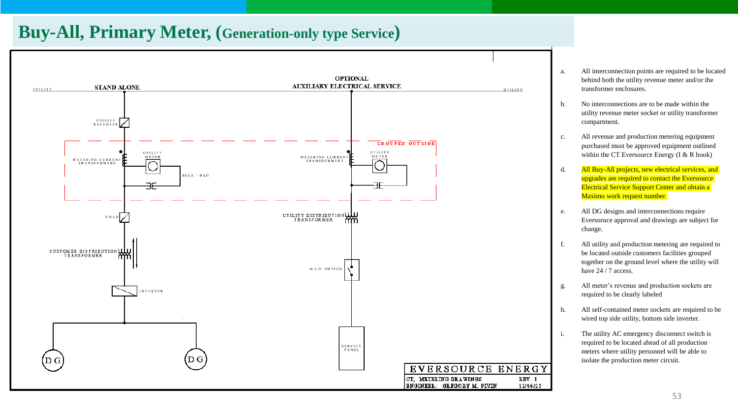# Buy-All, Primary Meter, (Generation-only type Service)

UTILITY

STAND ALONE

UTILITY RECLOSER

METERING CURRENT TRANSFORMERS

UTILITY METER

POLE / PAD

GOAB

CUSTOMER DISTRIBUTION TRANSFORMER

INVERTER

D G

D G

OPTIONAL AUXILIARY ELECTRICAL SERVICE

UTILITY

GROUPED OUTSIDE

METERING CURRENT TRANSFORMERS

UTILITY METER

UTILITY DISTRIBUTION TRANSFORMER

MAIN SWITCH

SERVICE PANEL

EVERSOURCE ENERGY

CT, METERING DRAWINGS REV. 1

ENGINEER: GREGORY M. PIVIN 12/06/21

a. All interconnection points are required to be located behind both the utility revenue meter and/or the transformer enclosures.

b. No interconnections are to be made within the utility revenue meter socket or utility transformer compartment.

c. All revenue and production metering equipment purchased must be approved equipment outlined within the CT Eversource Energy (I & R book)

d. All Buy-All projects, new electrical services, and upgrades are required to contact the Eversource Electrical Service Support Center and obtain a Maximo work request number.

e. All DG designs and interconnections require Eversoruce approval and drawings are subject for change.

f. All utility and production metering are required to be located outside customers facilities grouped together on the ground level where the utility will have 24 / 7 access.

g. All meter's revenue and production sockets are required to be clearly labeled

h. All self-contained meter sockets are required to be wired top side utility, bottom side inverter.

i. The utility AC emergency disconnect switch is required to be located ahead of all production meters where utility personnel will be able to isolate the production meter circuit.